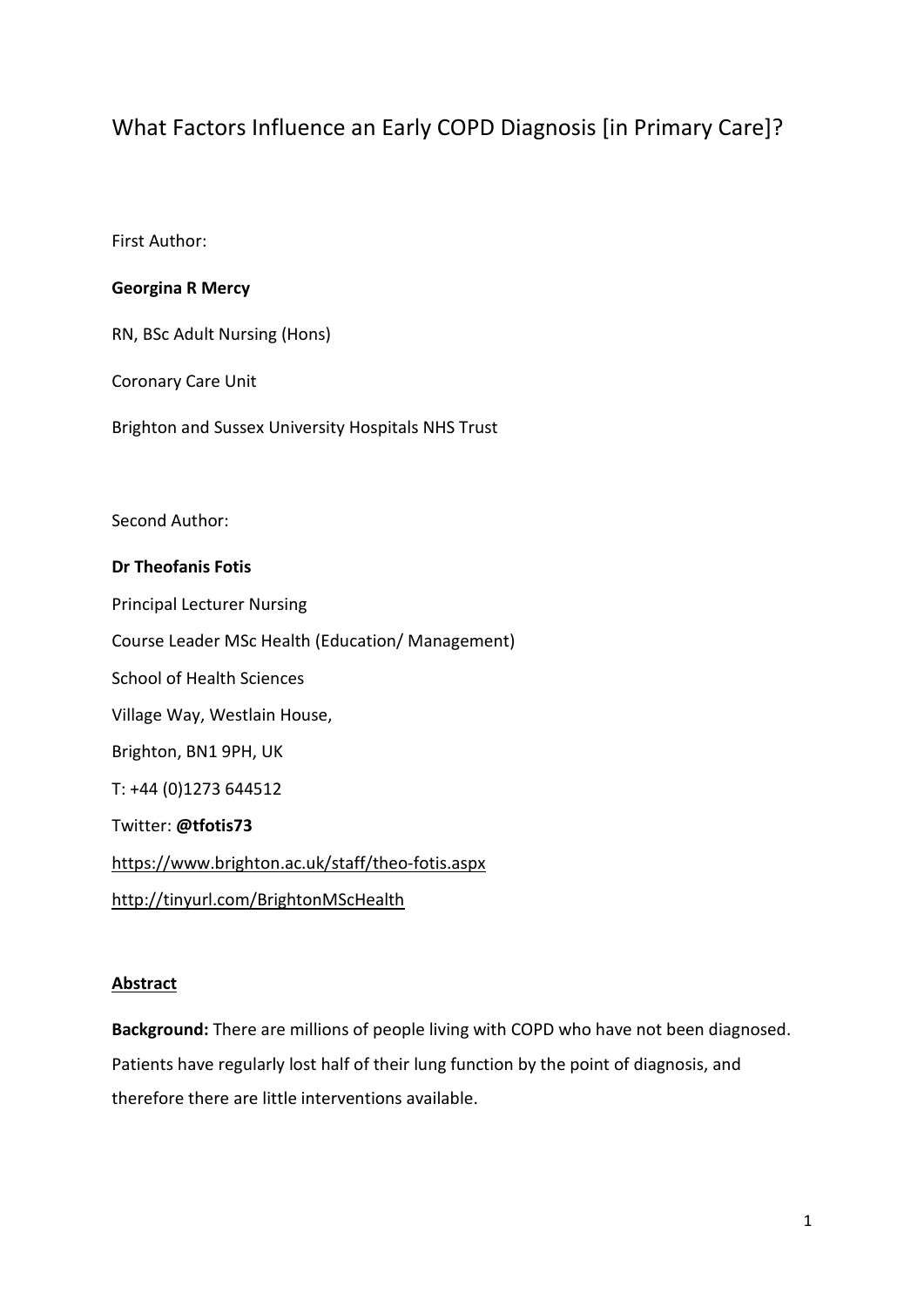# What Factors Influence an Early COPD Diagnosis [in Primary Care]?

First Author:

**Georgina R Mercy**

RN, BSc Adult Nursing (Hons)

Coronary Care Unit

Brighton and Sussex University Hospitals NHS Trust

Second Author:

**Dr Theofanis Fotis**

Principal Lecturer Nursing

Course Leader MSc Health (Education/ Management)

School of Health Sciences

Village Way, Westlain House,

Brighton, BN1 9PH, UK

T: +44 (0)1273 644512

Twitter: **@tfotis73**

https://www.brighton.ac.uk/staff/theo-fotis.aspx

http://tinyurl.com/BrightonMScHealth

## Abstract

**Background:** There are millions of people living with COPD who have not been diagnosed. Patients have regularly lost half of their lung function by the point of diagnosis, and therefore there are little interventions available.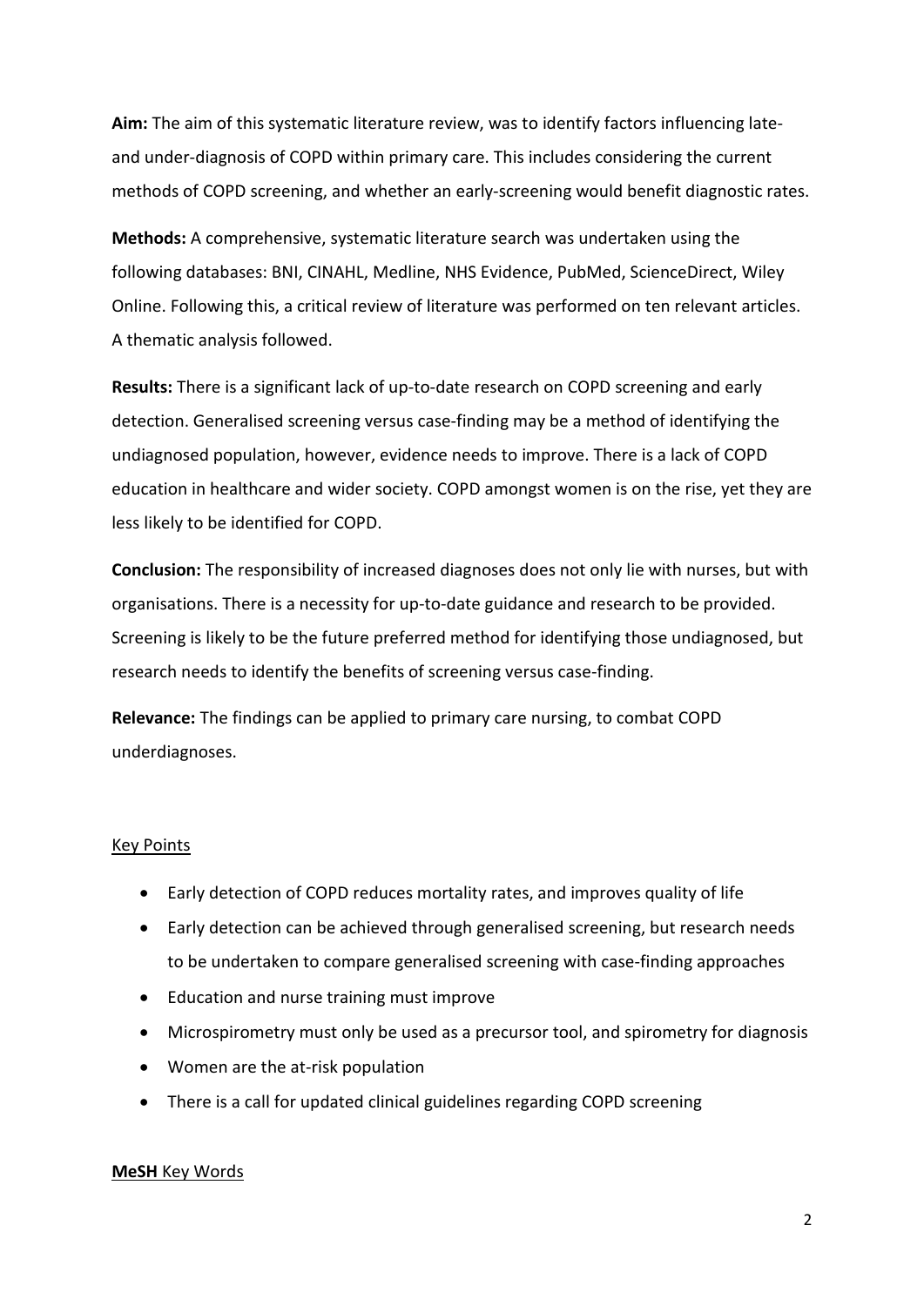**Aim:** The aim of this systematic literature review, was to identify factors influencing late- and under-diagnosis of COPD within primary care. This includes considering the current methods of COPD screening, and whether an early-screening would benefit diagnostic rates.

**Methods:** A comprehensive, systematic literature search was undertaken using the following databases: BNI, CINAHL, Medline, NHS Evidence, PubMed, ScienceDirect, Wiley Online. Following this, a critical review of literature was performed on ten relevant articles. A thematic analysis followed.

**Results:** There is a significant lack of up-to-date research on COPD screening and early detection. Generalised screening versus case-finding may be a method of identifying the undiagnosed population, however, evidence needs to improve. There is a lack of COPD education in healthcare and wider society. COPD amongst women is on the rise, yet they are less likely to be identified for COPD.

**Conclusion:** The responsibility of increased diagnoses does not only lie with nurses, but with organisations. There is a necessity for up-to-date guidance and research to be provided. Screening is likely to be the future preferred method for identifying those undiagnosed, but research needs to identify the benefits of screening versus case-finding.

**Relevance:** The findings can be applied to primary care nursing, to combat COPD underdiagnoses.

## Key Points

- Early detection of COPD reduces mortality rates, and improves quality of life
- Early detection can be achieved through generalised screening, but research needs to be undertaken to compare generalised screening with case-finding approaches
- Education and nurse training must improve
- Microspirometry must only be used as a precursor tool, and spirometry for diagnosis
- Women are the at-risk population
- There is a call for updated clinical guidelines regarding COPD screening

## **MeSH** Key Words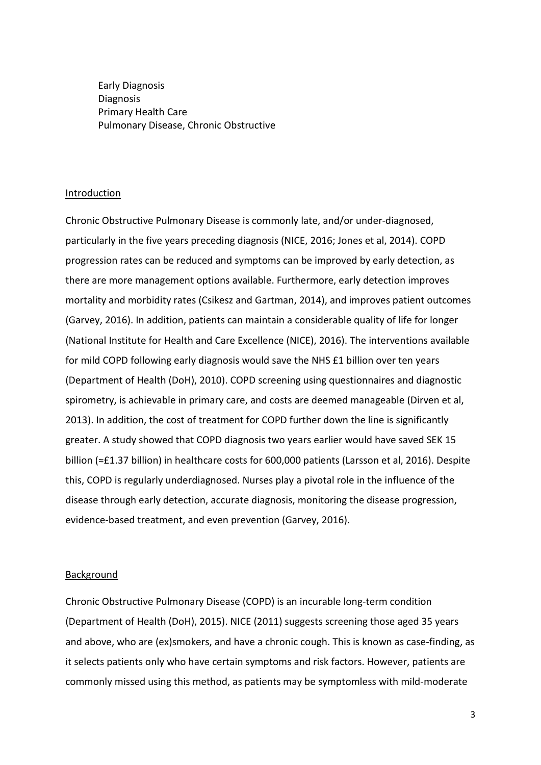Early Diagnosis
Diagnosis
Primary Health Care
Pulmonary Disease, Chronic Obstructive

## Introduction

Chronic Obstructive Pulmonary Disease is commonly late, and/or under-diagnosed, particularly in the five years preceding diagnosis (NICE, 2016; Jones et al, 2014). COPD progression rates can be reduced and symptoms can be improved by early detection, as there are more management options available. Furthermore, early detection improves mortality and morbidity rates (Csikesz and Gartman, 2014), and improves patient outcomes (Garvey, 2016). In addition, patients can maintain a considerable quality of life for longer (National Institute for Health and Care Excellence (NICE), 2016). The interventions available for mild COPD following early diagnosis would save the NHS £1 billion over ten years (Department of Health (DoH), 2010). COPD screening using questionnaires and diagnostic spirometry, is achievable in primary care, and costs are deemed manageable (Dirven et al, 2013). In addition, the cost of treatment for COPD further down the line is significantly greater. A study showed that COPD diagnosis two years earlier would have saved SEK 15 billion (≈£1.37 billion) in healthcare costs for 600,000 patients (Larsson et al, 2016). Despite this, COPD is regularly underdiagnosed. Nurses play a pivotal role in the influence of the disease through early detection, accurate diagnosis, monitoring the disease progression, evidence-based treatment, and even prevention (Garvey, 2016).

## Background

Chronic Obstructive Pulmonary Disease (COPD) is an incurable long-term condition (Department of Health (DoH), 2015). NICE (2011) suggests screening those aged 35 years and above, who are (ex)smokers, and have a chronic cough. This is known as case-finding, as it selects patients only who have certain symptoms and risk factors. However, patients are commonly missed using this method, as patients may be symptomless with mild-moderate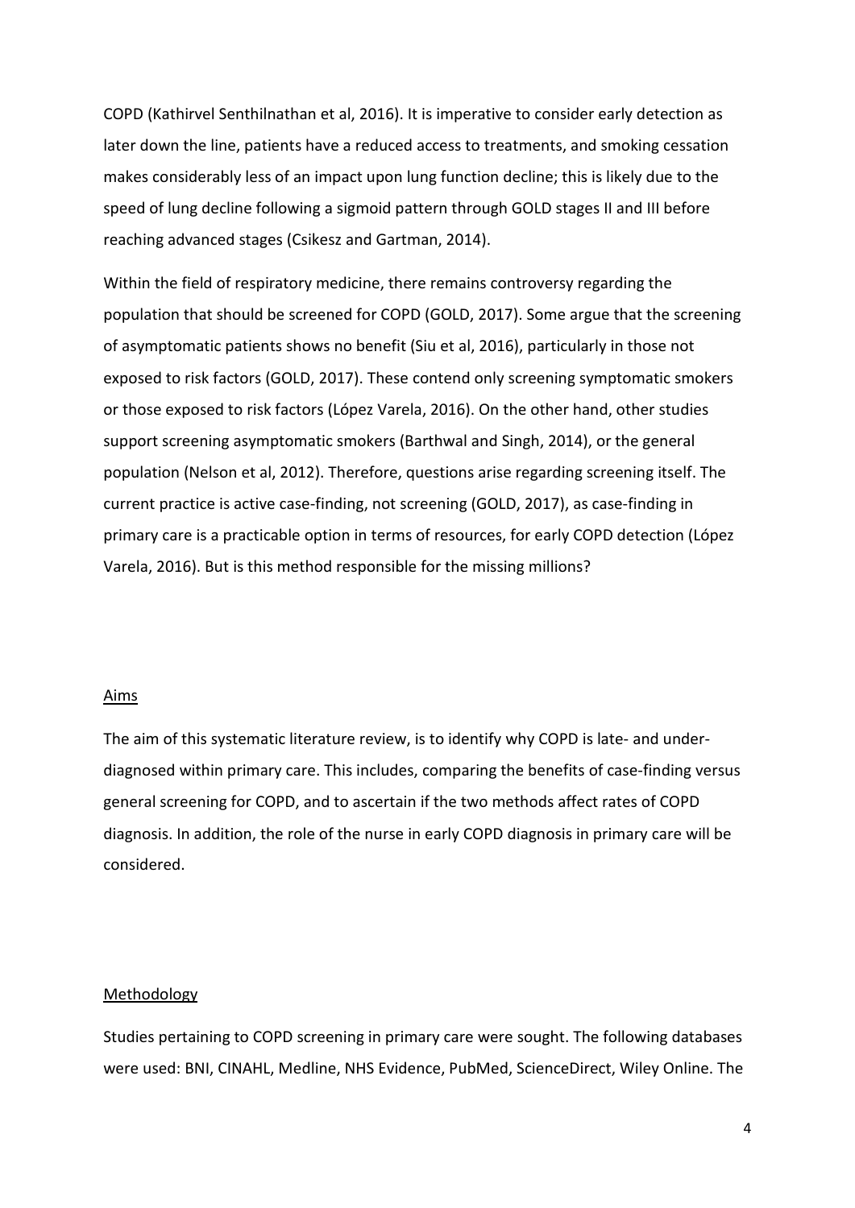COPD (Kathirvel Senthilnathan et al, 2016). It is imperative to consider early detection as later down the line, patients have a reduced access to treatments, and smoking cessation makes considerably less of an impact upon lung function decline; this is likely due to the speed of lung decline following a sigmoid pattern through GOLD stages II and III before reaching advanced stages (Csikesz and Gartman, 2014).

Within the field of respiratory medicine, there remains controversy regarding the population that should be screened for COPD (GOLD, 2017). Some argue that the screening of asymptomatic patients shows no benefit (Siu et al, 2016), particularly in those not exposed to risk factors (GOLD, 2017). These contend only screening symptomatic smokers or those exposed to risk factors (López Varela, 2016). On the other hand, other studies support screening asymptomatic smokers (Barthwal and Singh, 2014), or the general population (Nelson et al, 2012). Therefore, questions arise regarding screening itself. The current practice is active case-finding, not screening (GOLD, 2017), as case-finding in primary care is a practicable option in terms of resources, for early COPD detection (López Varela, 2016). But is this method responsible for the missing millions?

## Aims

The aim of this systematic literature review, is to identify why COPD is late- and under-diagnosed within primary care. This includes, comparing the benefits of case-finding versus general screening for COPD, and to ascertain if the two methods affect rates of COPD diagnosis. In addition, the role of the nurse in early COPD diagnosis in primary care will be considered.

## Methodology

Studies pertaining to COPD screening in primary care were sought. The following databases were used: BNI, CINAHL, Medline, NHS Evidence, PubMed, ScienceDirect, Wiley Online. The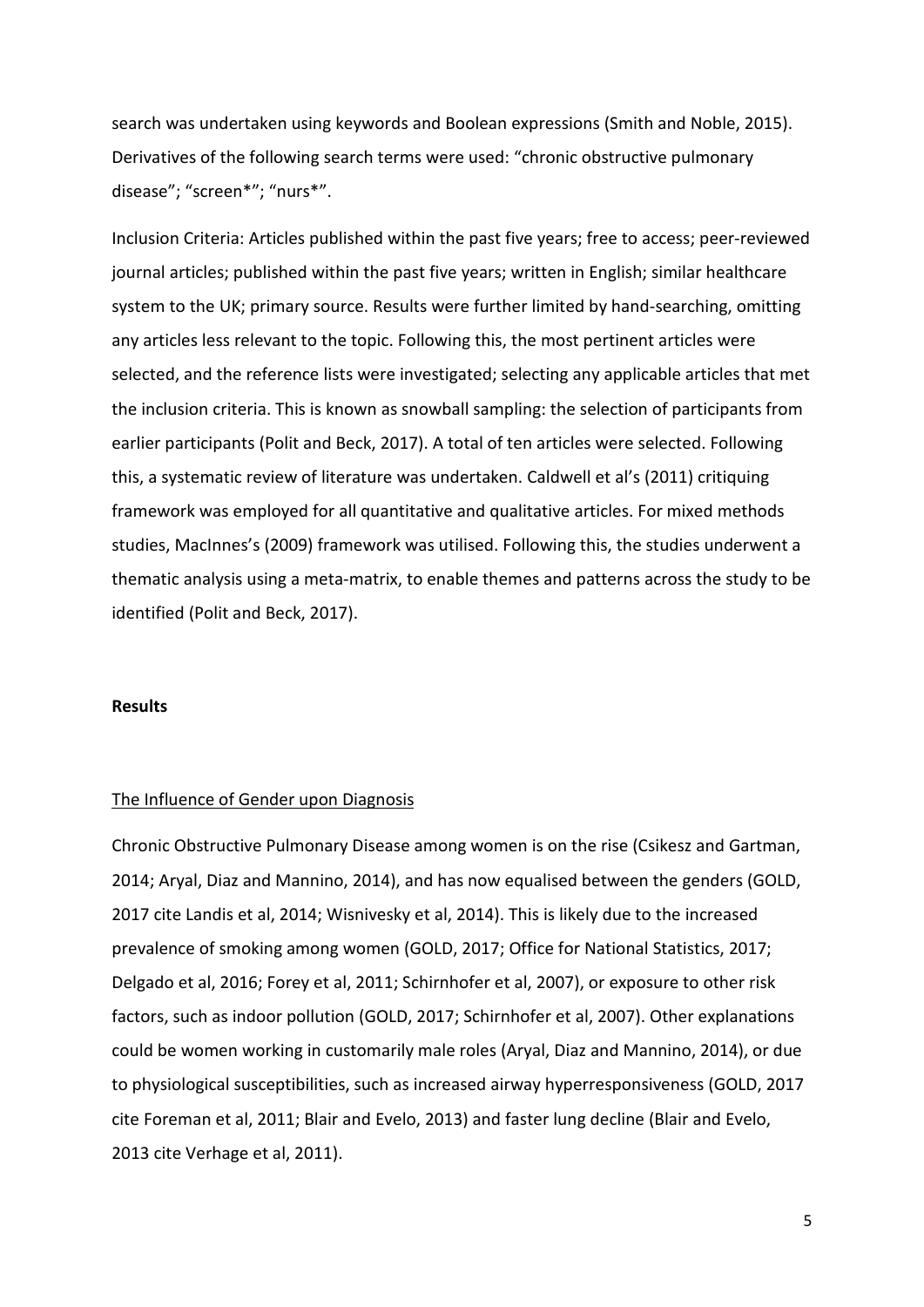search was undertaken using keywords and Boolean expressions (Smith and Noble, 2015). Derivatives of the following search terms were used: "chronic obstructive pulmonary disease"; "screen*"; "nurs*".

Inclusion Criteria: Articles published within the past five years; free to access; peer-reviewed journal articles; published within the past five years; written in English; similar healthcare system to the UK; primary source. Results were further limited by hand-searching, omitting any articles less relevant to the topic. Following this, the most pertinent articles were selected, and the reference lists were investigated; selecting any applicable articles that met the inclusion criteria. This is known as snowball sampling: the selection of participants from earlier participants (Polit and Beck, 2017). A total of ten articles were selected. Following this, a systematic review of literature was undertaken. Caldwell et al's (2011) critiquing framework was employed for all quantitative and qualitative articles. For mixed methods studies, MacInnes's (2009) framework was utilised. Following this, the studies underwent a thematic analysis using a meta-matrix, to enable themes and patterns across the study to be identified (Polit and Beck, 2017).

## Results

### The Influence of Gender upon Diagnosis

Chronic Obstructive Pulmonary Disease among women is on the rise (Csikesz and Gartman, 2014; Aryal, Diaz and Mannino, 2014), and has now equalised between the genders (GOLD, 2017 cite Landis et al, 2014; Wisnivesky et al, 2014). This is likely due to the increased prevalence of smoking among women (GOLD, 2017; Office for National Statistics, 2017; Delgado et al, 2016; Forey et al, 2011; Schirnhofer et al, 2007), or exposure to other risk factors, such as indoor pollution (GOLD, 2017; Schirnhofer et al, 2007). Other explanations could be women working in customarily male roles (Aryal, Diaz and Mannino, 2014), or due to physiological susceptibilities, such as increased airway hyperresponsiveness (GOLD, 2017 cite Foreman et al, 2011; Blair and Evelo, 2013) and faster lung decline (Blair and Evelo, 2013 cite Verhage et al, 2011).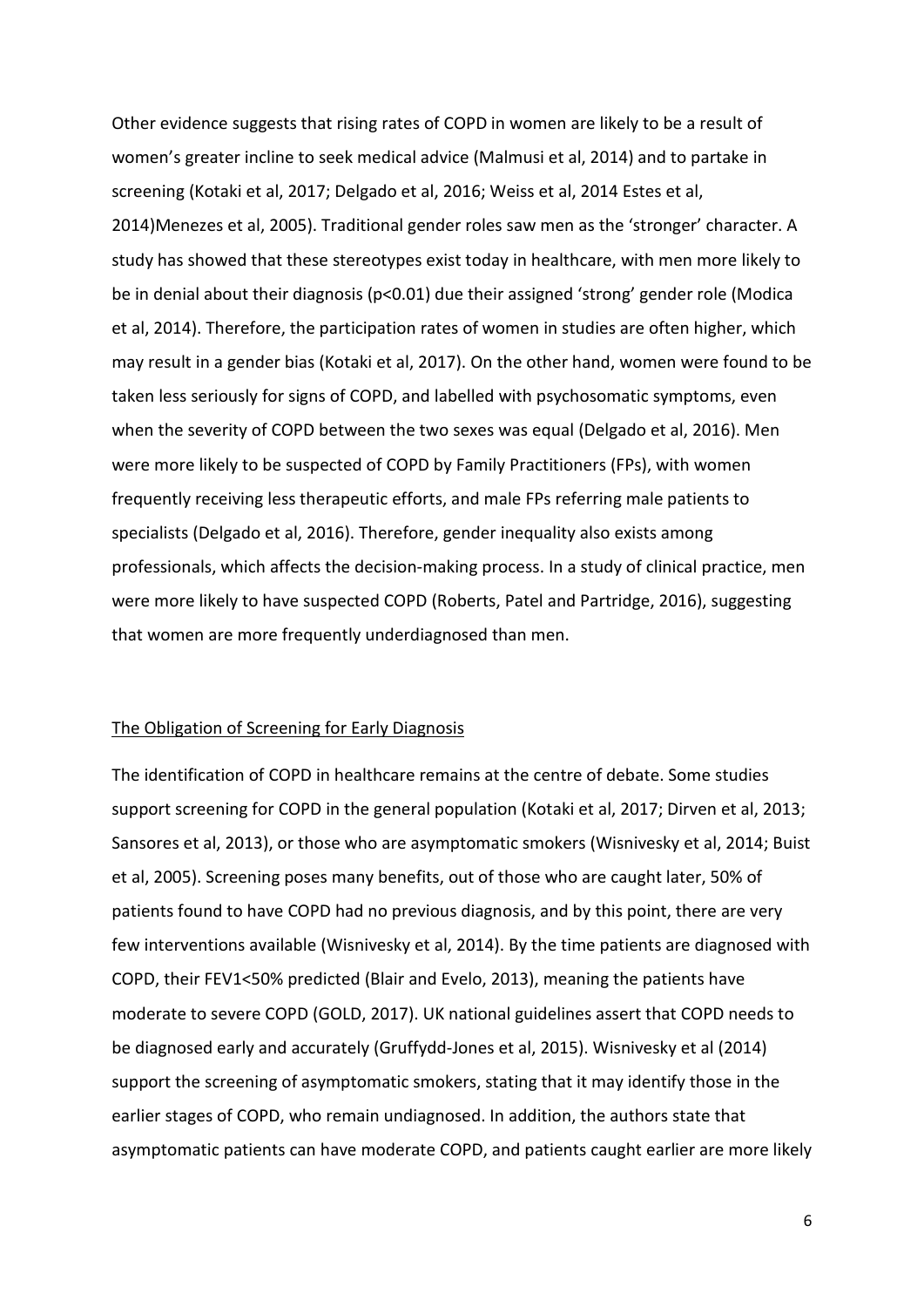Other evidence suggests that rising rates of COPD in women are likely to be a result of women's greater incline to seek medical advice (Malmusi et al, 2014) and to partake in screening (Kotaki et al, 2017; Delgado et al, 2016; Weiss et al, 2014 Estes et al, 2014)Menezes et al, 2005). Traditional gender roles saw men as the 'stronger' character. A study has showed that these stereotypes exist today in healthcare, with men more likely to be in denial about their diagnosis ($p<0.01$) due their assigned 'strong' gender role (Modica et al, 2014). Therefore, the participation rates of women in studies are often higher, which may result in a gender bias (Kotaki et al, 2017). On the other hand, women were found to be taken less seriously for signs of COPD, and labelled with psychosomatic symptoms, even when the severity of COPD between the two sexes was equal (Delgado et al, 2016). Men were more likely to be suspected of COPD by Family Practitioners (FPs), with women frequently receiving less therapeutic efforts, and male FPs referring male patients to specialists (Delgado et al, 2016). Therefore, gender inequality also exists among professionals, which affects the decision-making process. In a study of clinical practice, men were more likely to have suspected COPD (Roberts, Patel and Partridge, 2016), suggesting that women are more frequently underdiagnosed than men.

<u>The Obligation of Screening for Early Diagnosis</u>

The identification of COPD in healthcare remains at the centre of debate. Some studies support screening for COPD in the general population (Kotaki et al, 2017; Dirven et al, 2013; Sansores et al, 2013), or those who are asymptomatic smokers (Wisnivesky et al, 2014; Buist et al, 2005). Screening poses many benefits, out of those who are caught later, 50% of patients found to have COPD had no previous diagnosis, and by this point, there are very few interventions available (Wisnivesky et al, 2014). By the time patients are diagnosed with COPD, their $FEV_1<50\%$ predicted (Blair and Evelo, 2013), meaning the patients have moderate to severe COPD (GOLD, 2017). UK national guidelines assert that COPD needs to be diagnosed early and accurately (Gruffydd-Jones et al, 2015). Wisnivesky et al (2014) support the screening of asymptomatic smokers, stating that it may identify those in the earlier stages of COPD, who remain undiagnosed. In addition, the authors state that asymptomatic patients can have moderate COPD, and patients caught earlier are more likely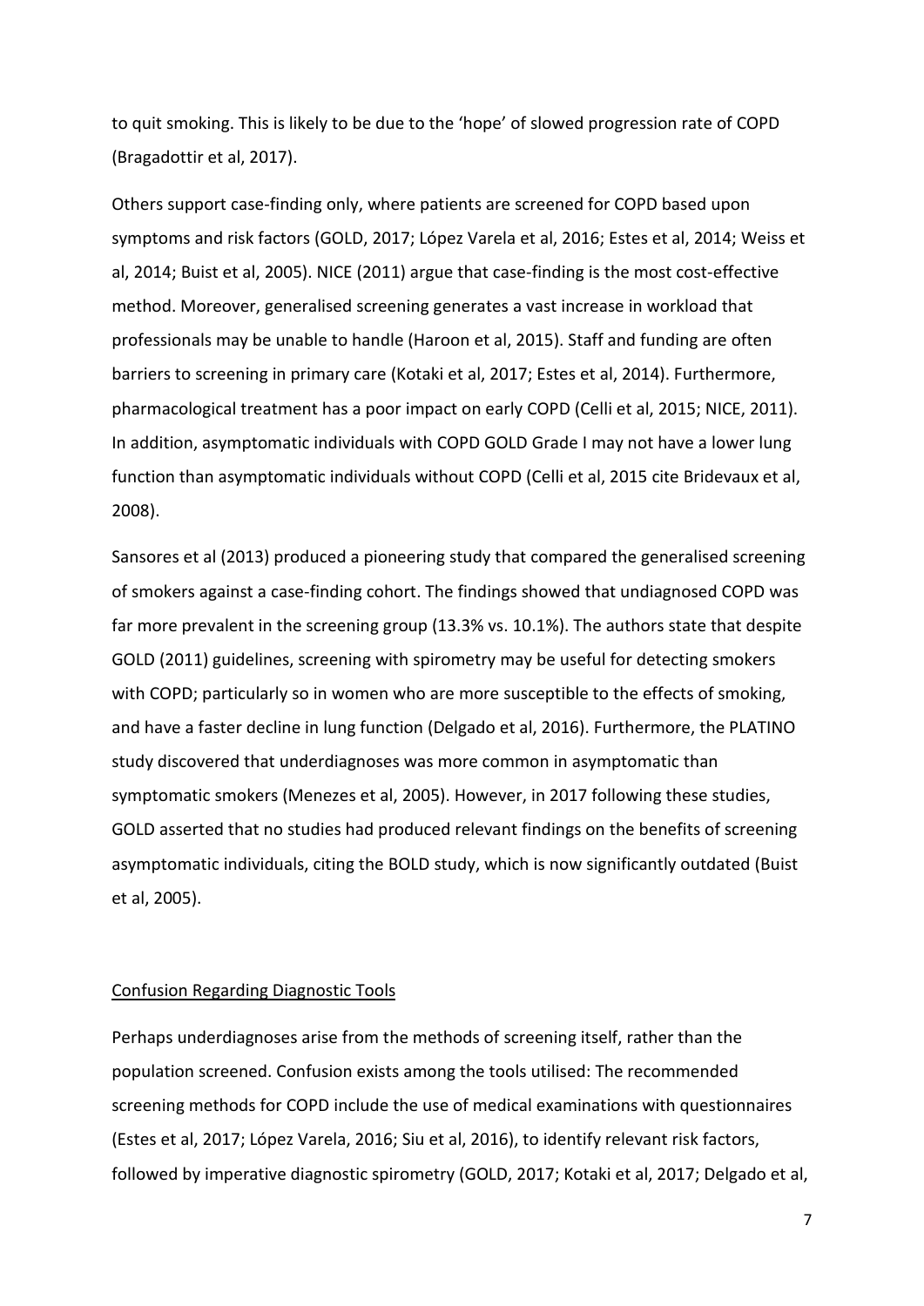to quit smoking. This is likely to be due to the 'hope' of slowed progression rate of COPD (Bragadottir et al, 2017).

Others support case-finding only, where patients are screened for COPD based upon symptoms and risk factors (GOLD, 2017; López Varela et al, 2016; Estes et al, 2014; Weiss et al, 2014; Buist et al, 2005). NICE (2011) argue that case-finding is the most cost-effective method. Moreover, generalised screening generates a vast increase in workload that professionals may be unable to handle (Haroon et al, 2015). Staff and funding are often barriers to screening in primary care (Kotaki et al, 2017; Estes et al, 2014). Furthermore, pharmacological treatment has a poor impact on early COPD (Celli et al, 2015; NICE, 2011). In addition, asymptomatic individuals with COPD GOLD Grade I may not have a lower lung function than asymptomatic individuals without COPD (Celli et al, 2015 cite Bridevaux et al, 2008).

Sansores et al (2013) produced a pioneering study that compared the generalised screening of smokers against a case-finding cohort. The findings showed that undiagnosed COPD was far more prevalent in the screening group (13.3% vs. 10.1%). The authors state that despite GOLD (2011) guidelines, screening with spirometry may be useful for detecting smokers with COPD; particularly so in women who are more susceptible to the effects of smoking, and have a faster decline in lung function (Delgado et al, 2016). Furthermore, the PLATINO study discovered that underdiagnoses was more common in asymptomatic than symptomatic smokers (Menezes et al, 2005). However, in 2017 following these studies, GOLD asserted that no studies had produced relevant findings on the benefits of screening asymptomatic individuals, citing the BOLD study, which is now significantly outdated (Buist et al, 2005).

<u>Confusion Regarding Diagnostic Tools</u>

Perhaps underdiagnoses arise from the methods of screening itself, rather than the population screened. Confusion exists among the tools utilised: The recommended screening methods for COPD include the use of medical examinations with questionnaires (Estes et al, 2017; López Varela, 2016; Siu et al, 2016), to identify relevant risk factors, followed by imperative diagnostic spirometry (GOLD, 2017; Kotaki et al, 2017; Delgado et al,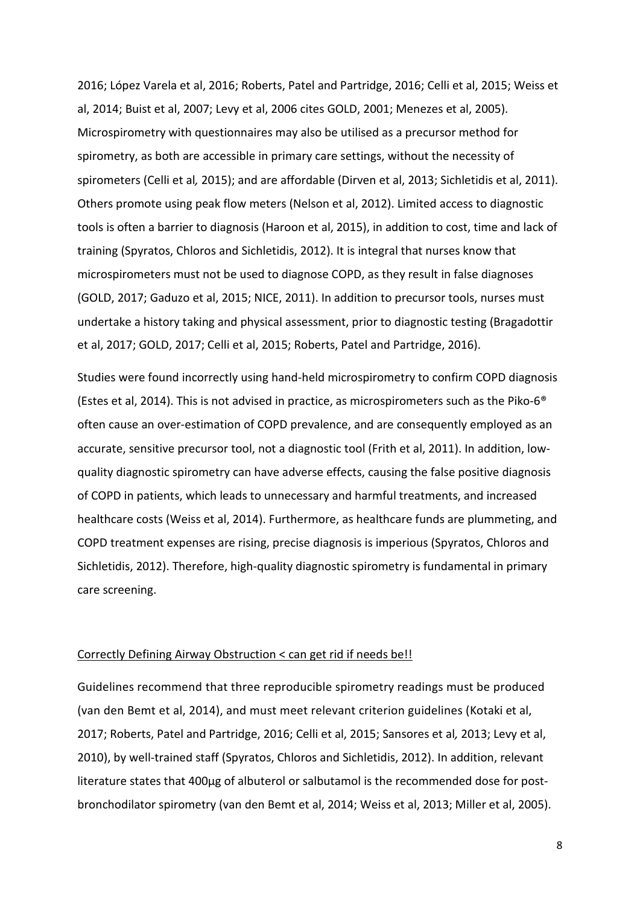2016; López Varela et al, 2016; Roberts, Patel and Partridge, 2016; Celli et al, 2015; Weiss et al, 2014; Buist et al, 2007; Levy et al, 2006 cites GOLD, 2001; Menezes et al, 2005). Microspirometry with questionnaires may also be utilised as a precursor method for spirometry, as both are accessible in primary care settings, without the necessity of spirometers (Celli et al*,* 2015); and are affordable (Dirven et al, 2013; Sichletidis et al, 2011). Others promote using peak flow meters (Nelson et al, 2012). Limited access to diagnostic tools is often a barrier to diagnosis (Haroon et al, 2015), in addition to cost, time and lack of training (Spyratos, Chloros and Sichletidis, 2012). It is integral that nurses know that microspirometers must not be used to diagnose COPD, as they result in false diagnoses (GOLD, 2017; Gaduzo et al, 2015; NICE, 2011). In addition to precursor tools, nurses must undertake a history taking and physical assessment, prior to diagnostic testing (Bragadottir et al, 2017; GOLD, 2017; Celli et al, 2015; Roberts, Patel and Partridge, 2016).

Studies were found incorrectly using hand-held microspirometry to confirm COPD diagnosis (Estes et al, 2014). This is not advised in practice, as microspirometers such as the Piko-6® often cause an over-estimation of COPD prevalence, and are consequently employed as an accurate, sensitive precursor tool, not a diagnostic tool (Frith et al, 2011). In addition, low-quality diagnostic spirometry can have adverse effects, causing the false positive diagnosis of COPD in patients, which leads to unnecessary and harmful treatments, and increased healthcare costs (Weiss et al, 2014). Furthermore, as healthcare funds are plummeting, and COPD treatment expenses are rising, precise diagnosis is imperious (Spyratos, Chloros and Sichletidis, 2012). Therefore, high-quality diagnostic spirometry is fundamental in primary care screening.

<u>Correctly Defining Airway Obstruction < can get rid if needs be!!</u>

Guidelines recommend that three reproducible spirometry readings must be produced (van den Bemt et al, 2014), and must meet relevant criterion guidelines (Kotaki et al, 2017; Roberts, Patel and Partridge, 2016; Celli et al, 2015; Sansores et al*,* 2013; Levy et al, 2010), by well-trained staff (Spyratos, Chloros and Sichletidis, 2012). In addition, relevant literature states that 400μg of albuterol or salbutamol is the recommended dose for post-bronchodilator spirometry (van den Bemt et al, 2014; Weiss et al, 2013; Miller et al, 2005).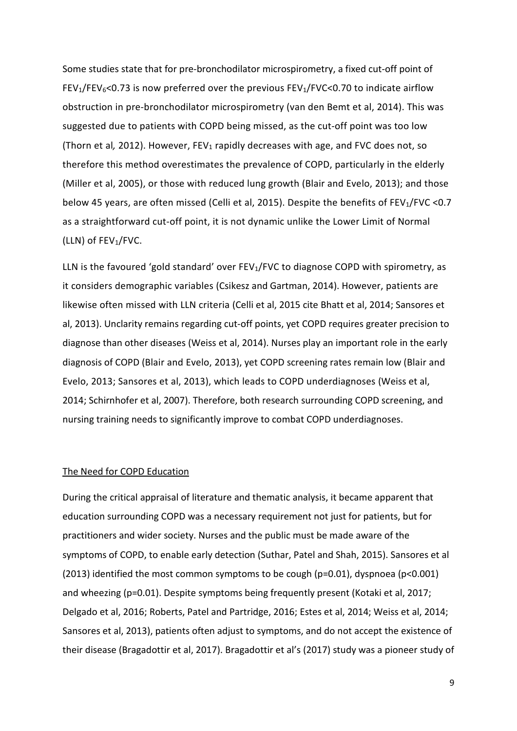Some studies state that for pre-bronchodilator microspirometry, a fixed cut-off point of $FEV_1/FEV_6<0.73$ is now preferred over the previous $FEV_1/FVC<0.70$ to indicate airflow obstruction in pre-bronchodilator microspirometry (van den Bemt et al, 2014). This was suggested due to patients with COPD being missed, as the cut-off point was too low (Thorn et al*,* 2012). However, $FEV_1$ rapidly decreases with age, and FVC does not, so therefore this method overestimates the prevalence of COPD, particularly in the elderly (Miller et al, 2005), or those with reduced lung growth (Blair and Evelo, 2013); and those below 45 years, are often missed (Celli et al, 2015). Despite the benefits of $FEV_1/FVC <0.7$ as a straightforward cut-off point, it is not dynamic unlike the Lower Limit of Normal (LLN) of $FEV_1/FVC$.

LLN is the favoured 'gold standard' over $FEV_1/FVC$ to diagnose COPD with spirometry, as it considers demographic variables (Csikesz and Gartman, 2014). However, patients are likewise often missed with LLN criteria (Celli et al, 2015 cite Bhatt et al, 2014; Sansores et al, 2013). Unclarity remains regarding cut-off points, yet COPD requires greater precision to diagnose than other diseases (Weiss et al, 2014). Nurses play an important role in the early diagnosis of COPD (Blair and Evelo, 2013), yet COPD screening rates remain low (Blair and Evelo, 2013; Sansores et al, 2013), which leads to COPD underdiagnoses (Weiss et al, 2014; Schirnhofer et al, 2007). Therefore, both research surrounding COPD screening, and nursing training needs to significantly improve to combat COPD underdiagnoses.

## The Need for COPD Education

During the critical appraisal of literature and thematic analysis, it became apparent that education surrounding COPD was a necessary requirement not just for patients, but for practitioners and wider society. Nurses and the public must be made aware of the symptoms of COPD, to enable early detection (Suthar, Patel and Shah, 2015). Sansores et al (2013) identified the most common symptoms to be cough ($p=0.01$), dyspnoea ($p<0.001$) and wheezing ($p=0.01$). Despite symptoms being frequently present (Kotaki et al, 2017; Delgado et al, 2016; Roberts, Patel and Partridge, 2016; Estes et al, 2014; Weiss et al, 2014; Sansores et al, 2013), patients often adjust to symptoms, and do not accept the existence of their disease (Bragadottir et al, 2017). Bragadottir et al's (2017) study was a pioneer study of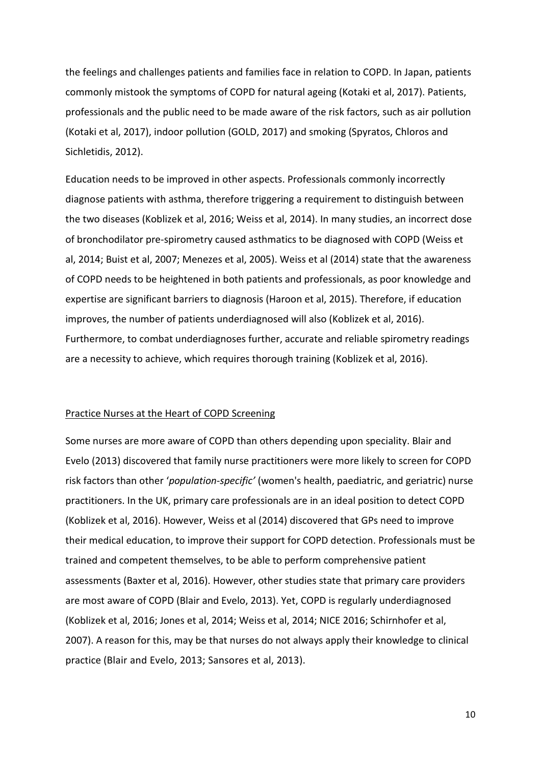the feelings and challenges patients and families face in relation to COPD. In Japan, patients commonly mistook the symptoms of COPD for natural ageing (Kotaki et al, 2017). Patients, professionals and the public need to be made aware of the risk factors, such as air pollution (Kotaki et al, 2017), indoor pollution (GOLD, 2017) and smoking (Spyratos, Chloros and Sichletidis, 2012).

Education needs to be improved in other aspects. Professionals commonly incorrectly diagnose patients with asthma, therefore triggering a requirement to distinguish between the two diseases (Koblizek et al, 2016; Weiss et al, 2014). In many studies, an incorrect dose of bronchodilator pre-spirometry caused asthmatics to be diagnosed with COPD (Weiss et al, 2014; Buist et al, 2007; Menezes et al, 2005). Weiss et al (2014) state that the awareness of COPD needs to be heightened in both patients and professionals, as poor knowledge and expertise are significant barriers to diagnosis (Haroon et al, 2015). Therefore, if education improves, the number of patients underdiagnosed will also (Koblizek et al, 2016). Furthermore, to combat underdiagnoses further, accurate and reliable spirometry readings are a necessity to achieve, which requires thorough training (Koblizek et al, 2016).

## Practice Nurses at the Heart of COPD Screening

Some nurses are more aware of COPD than others depending upon speciality. Blair and Evelo (2013) discovered that family nurse practitioners were more likely to screen for COPD risk factors than other '*population-specific'* (women's health, paediatric, and geriatric) nurse practitioners. In the UK, primary care professionals are in an ideal position to detect COPD (Koblizek et al, 2016). However, Weiss et al (2014) discovered that GPs need to improve their medical education, to improve their support for COPD detection. Professionals must be trained and competent themselves, to be able to perform comprehensive patient assessments (Baxter et al, 2016). However, other studies state that primary care providers are most aware of COPD (Blair and Evelo, 2013). Yet, COPD is regularly underdiagnosed (Koblizek et al, 2016; Jones et al, 2014; Weiss et al, 2014; NICE 2016; Schirnhofer et al, 2007). A reason for this, may be that nurses do not always apply their knowledge to clinical practice (Blair and Evelo, 2013; Sansores et al, 2013).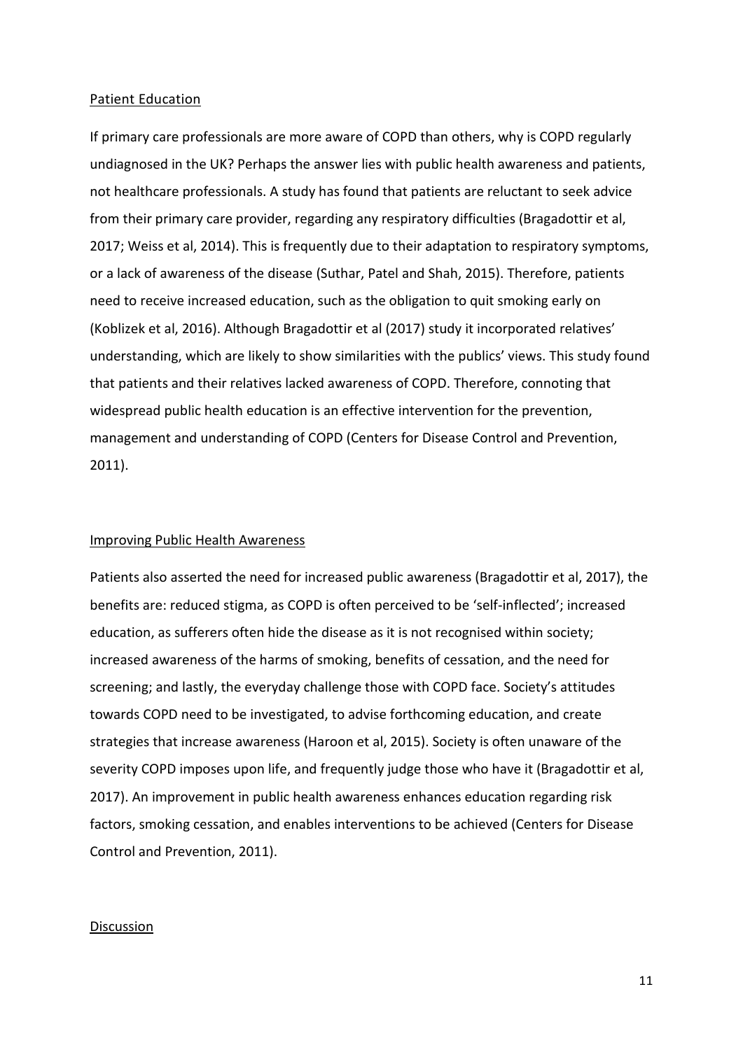## Patient Education

If primary care professionals are more aware of COPD than others, why is COPD regularly undiagnosed in the UK? Perhaps the answer lies with public health awareness and patients, not healthcare professionals. A study has found that patients are reluctant to seek advice from their primary care provider, regarding any respiratory difficulties (Bragadottir et al, 2017; Weiss et al, 2014). This is frequently due to their adaptation to respiratory symptoms, or a lack of awareness of the disease (Suthar, Patel and Shah, 2015). Therefore, patients need to receive increased education, such as the obligation to quit smoking early on (Koblizek et al, 2016). Although Bragadottir et al (2017) study it incorporated relatives' understanding, which are likely to show similarities with the publics' views. This study found that patients and their relatives lacked awareness of COPD. Therefore, connoting that widespread public health education is an effective intervention for the prevention, management and understanding of COPD (Centers for Disease Control and Prevention, 2011).

## Improving Public Health Awareness

Patients also asserted the need for increased public awareness (Bragadottir et al, 2017), the benefits are: reduced stigma, as COPD is often perceived to be 'self-inflected'; increased education, as sufferers often hide the disease as it is not recognised within society; increased awareness of the harms of smoking, benefits of cessation, and the need for screening; and lastly, the everyday challenge those with COPD face. Society's attitudes towards COPD need to be investigated, to advise forthcoming education, and create strategies that increase awareness (Haroon et al, 2015). Society is often unaware of the severity COPD imposes upon life, and frequently judge those who have it (Bragadottir et al, 2017). An improvement in public health awareness enhances education regarding risk factors, smoking cessation, and enables interventions to be achieved (Centers for Disease Control and Prevention, 2011).

## Discussion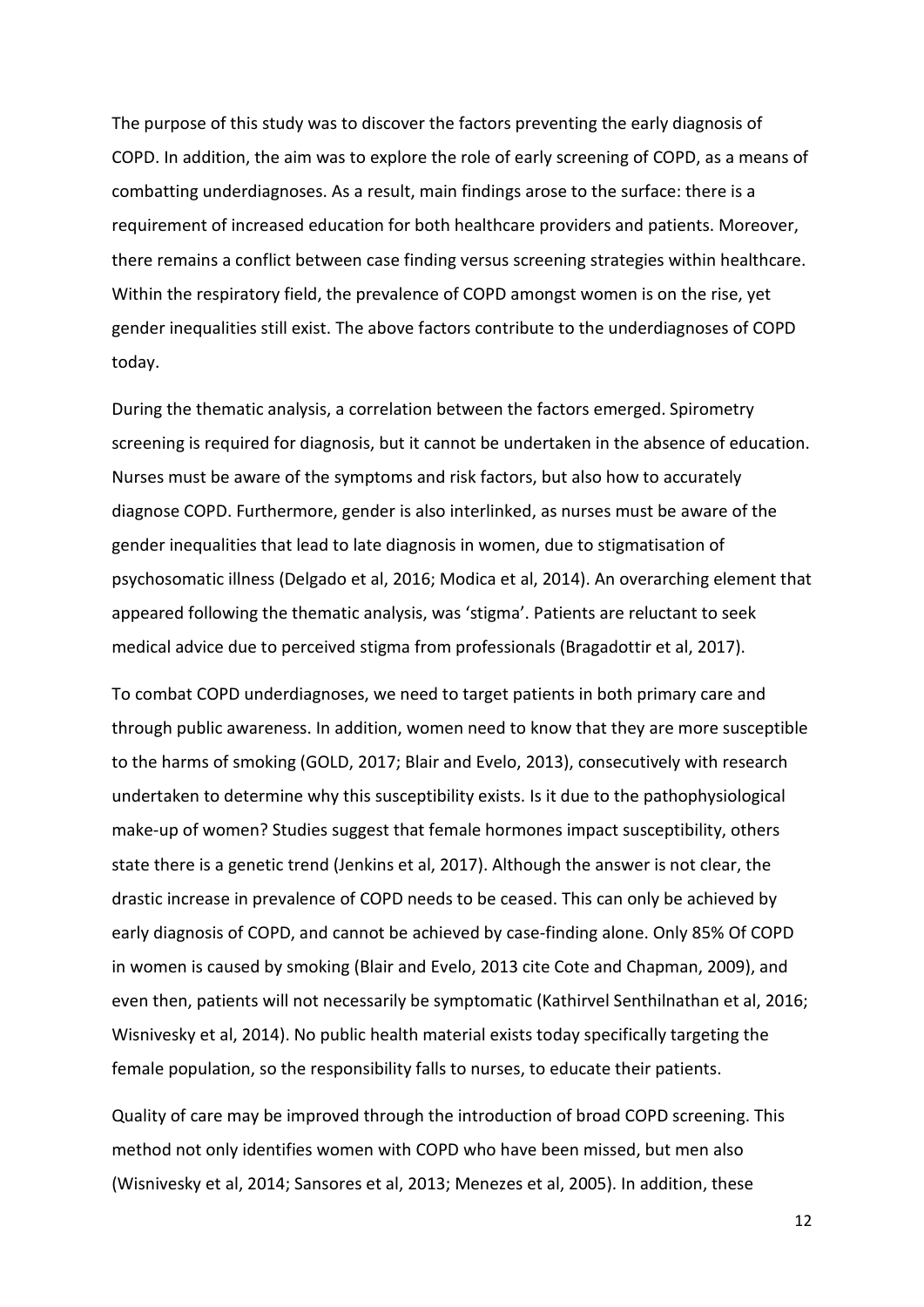The purpose of this study was to discover the factors preventing the early diagnosis of COPD. In addition, the aim was to explore the role of early screening of COPD, as a means of combatting underdiagnoses. As a result, main findings arose to the surface: there is a requirement of increased education for both healthcare providers and patients. Moreover, there remains a conflict between case finding versus screening strategies within healthcare. Within the respiratory field, the prevalence of COPD amongst women is on the rise, yet gender inequalities still exist. The above factors contribute to the underdiagnoses of COPD today.

During the thematic analysis, a correlation between the factors emerged. Spirometry screening is required for diagnosis, but it cannot be undertaken in the absence of education. Nurses must be aware of the symptoms and risk factors, but also how to accurately diagnose COPD. Furthermore, gender is also interlinked, as nurses must be aware of the gender inequalities that lead to late diagnosis in women, due to stigmatisation of psychosomatic illness (Delgado et al, 2016; Modica et al, 2014). An overarching element that appeared following the thematic analysis, was 'stigma'. Patients are reluctant to seek medical advice due to perceived stigma from professionals (Bragadottir et al, 2017).

To combat COPD underdiagnoses, we need to target patients in both primary care and through public awareness. In addition, women need to know that they are more susceptible to the harms of smoking (GOLD, 2017; Blair and Evelo, 2013), consecutively with research undertaken to determine why this susceptibility exists. Is it due to the pathophysiological make-up of women? Studies suggest that female hormones impact susceptibility, others state there is a genetic trend (Jenkins et al, 2017). Although the answer is not clear, the drastic increase in prevalence of COPD needs to be ceased. This can only be achieved by early diagnosis of COPD, and cannot be achieved by case-finding alone. Only 85% Of COPD in women is caused by smoking (Blair and Evelo, 2013 cite Cote and Chapman, 2009), and even then, patients will not necessarily be symptomatic (Kathirvel Senthilnathan et al, 2016; Wisnivesky et al, 2014). No public health material exists today specifically targeting the female population, so the responsibility falls to nurses, to educate their patients.

Quality of care may be improved through the introduction of broad COPD screening. This method not only identifies women with COPD who have been missed, but men also (Wisnivesky et al, 2014; Sansores et al, 2013; Menezes et al, 2005). In addition, these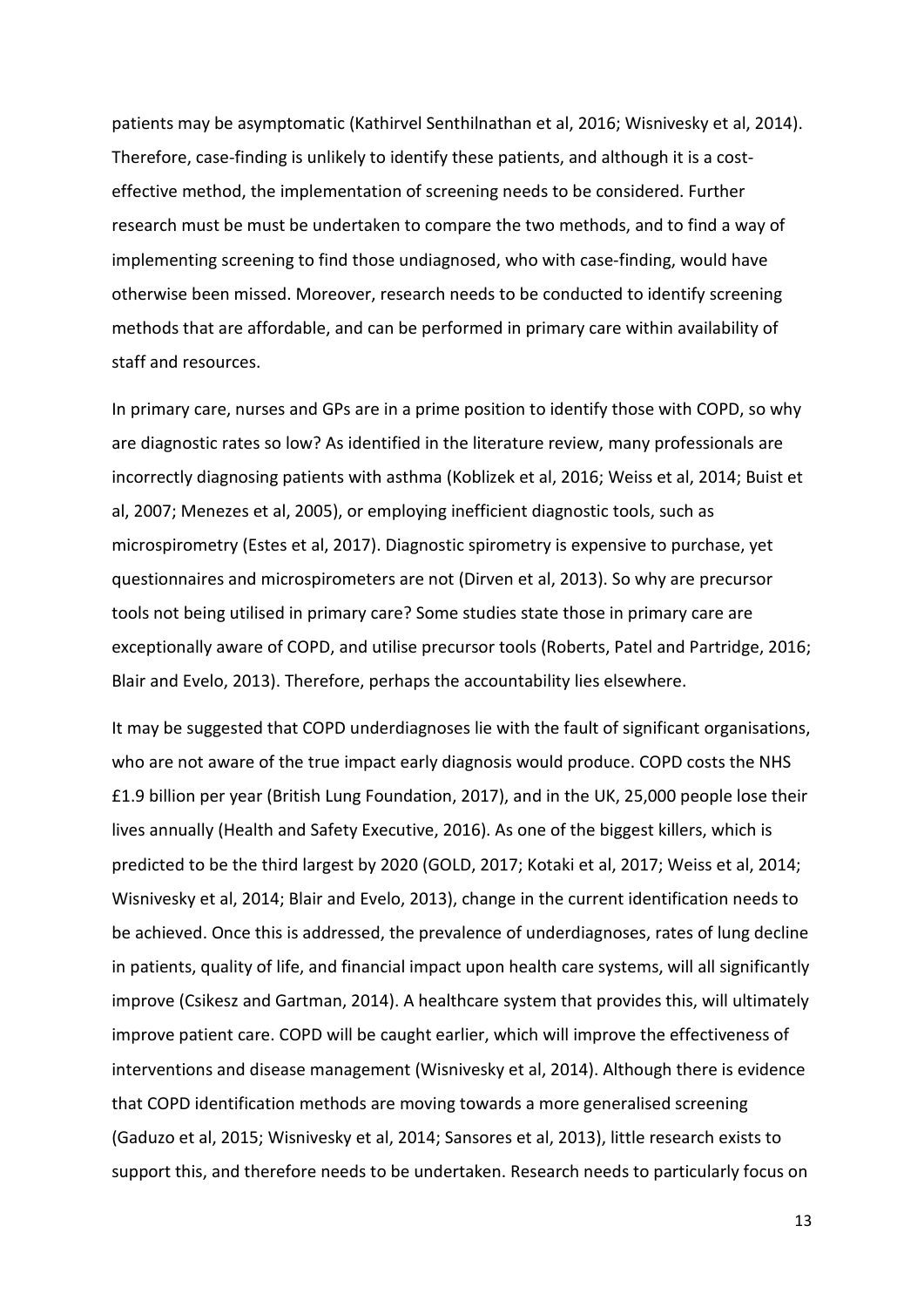patients may be asymptomatic (Kathirvel Senthilnathan et al, 2016; Wisnivesky et al, 2014). Therefore, case-finding is unlikely to identify these patients, and although it is a cost-effective method, the implementation of screening needs to be considered. Further research must be must be undertaken to compare the two methods, and to find a way of implementing screening to find those undiagnosed, who with case-finding, would have otherwise been missed. Moreover, research needs to be conducted to identify screening methods that are affordable, and can be performed in primary care within availability of staff and resources.

In primary care, nurses and GPs are in a prime position to identify those with COPD, so why are diagnostic rates so low? As identified in the literature review, many professionals are incorrectly diagnosing patients with asthma (Koblizek et al, 2016; Weiss et al, 2014; Buist et al, 2007; Menezes et al, 2005), or employing inefficient diagnostic tools, such as microspirometry (Estes et al, 2017). Diagnostic spirometry is expensive to purchase, yet questionnaires and microspirometers are not (Dirven et al, 2013). So why are precursor tools not being utilised in primary care? Some studies state those in primary care are exceptionally aware of COPD, and utilise precursor tools (Roberts, Patel and Partridge, 2016; Blair and Evelo, 2013). Therefore, perhaps the accountability lies elsewhere.

It may be suggested that COPD underdiagnoses lie with the fault of significant organisations, who are not aware of the true impact early diagnosis would produce. COPD costs the NHS £1.9 billion per year (British Lung Foundation, 2017), and in the UK, 25,000 people lose their lives annually (Health and Safety Executive, 2016). As one of the biggest killers, which is predicted to be the third largest by 2020 (GOLD, 2017; Kotaki et al, 2017; Weiss et al, 2014; Wisnivesky et al, 2014; Blair and Evelo, 2013), change in the current identification needs to be achieved. Once this is addressed, the prevalence of underdiagnoses, rates of lung decline in patients, quality of life, and financial impact upon health care systems, will all significantly improve (Csikesz and Gartman, 2014). A healthcare system that provides this, will ultimately improve patient care. COPD will be caught earlier, which will improve the effectiveness of interventions and disease management (Wisnivesky et al, 2014). Although there is evidence that COPD identification methods are moving towards a more generalised screening (Gaduzo et al, 2015; Wisnivesky et al, 2014; Sansores et al, 2013), little research exists to support this, and therefore needs to be undertaken. Research needs to particularly focus on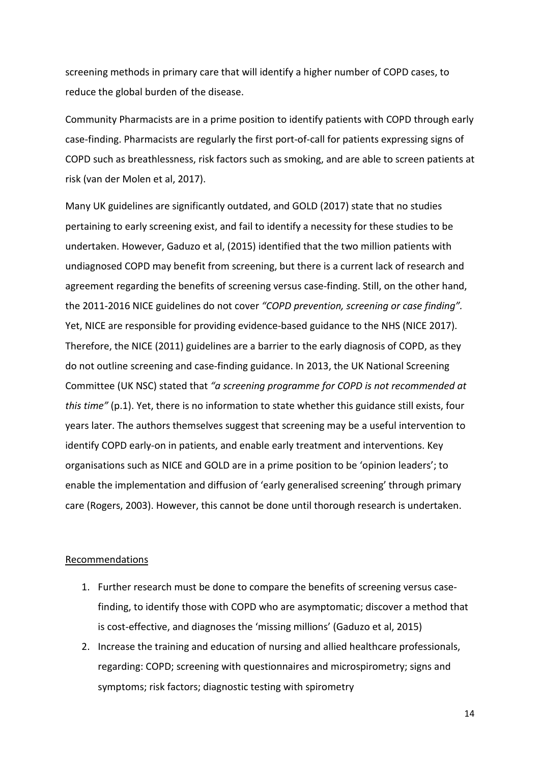screening methods in primary care that will identify a higher number of COPD cases, to reduce the global burden of the disease.

Community Pharmacists are in a prime position to identify patients with COPD through early case-finding. Pharmacists are regularly the first port-of-call for patients expressing signs of COPD such as breathlessness, risk factors such as smoking, and are able to screen patients at risk (van der Molen et al, 2017).

Many UK guidelines are significantly outdated, and GOLD (2017) state that no studies pertaining to early screening exist, and fail to identify a necessity for these studies to be undertaken. However, Gaduzo et al, (2015) identified that the two million patients with undiagnosed COPD may benefit from screening, but there is a current lack of research and agreement regarding the benefits of screening versus case-finding. Still, on the other hand, the 2011-2016 NICE guidelines do not cover *"COPD prevention, screening or case finding".* Yet, NICE are responsible for providing evidence-based guidance to the NHS (NICE 2017). Therefore, the NICE (2011) guidelines are a barrier to the early diagnosis of COPD, as they do not outline screening and case-finding guidance. In 2013, the UK National Screening Committee (UK NSC) stated that *"a screening programme for COPD is not recommended at this time"* (p.1). Yet, there is no information to state whether this guidance still exists, four years later. The authors themselves suggest that screening may be a useful intervention to identify COPD early-on in patients, and enable early treatment and interventions. Key organisations such as NICE and GOLD are in a prime position to be 'opinion leaders'; to enable the implementation and diffusion of 'early generalised screening' through primary care (Rogers, 2003). However, this cannot be done until thorough research is undertaken.

Recommendations

1. Further research must be done to compare the benefits of screening versus case-finding, to identify those with COPD who are asymptomatic; discover a method that is cost-effective, and diagnoses the 'missing millions' (Gaduzo et al, 2015)
2. Increase the training and education of nursing and allied healthcare professionals, regarding: COPD; screening with questionnaires and microspirometry; signs and symptoms; risk factors; diagnostic testing with spirometry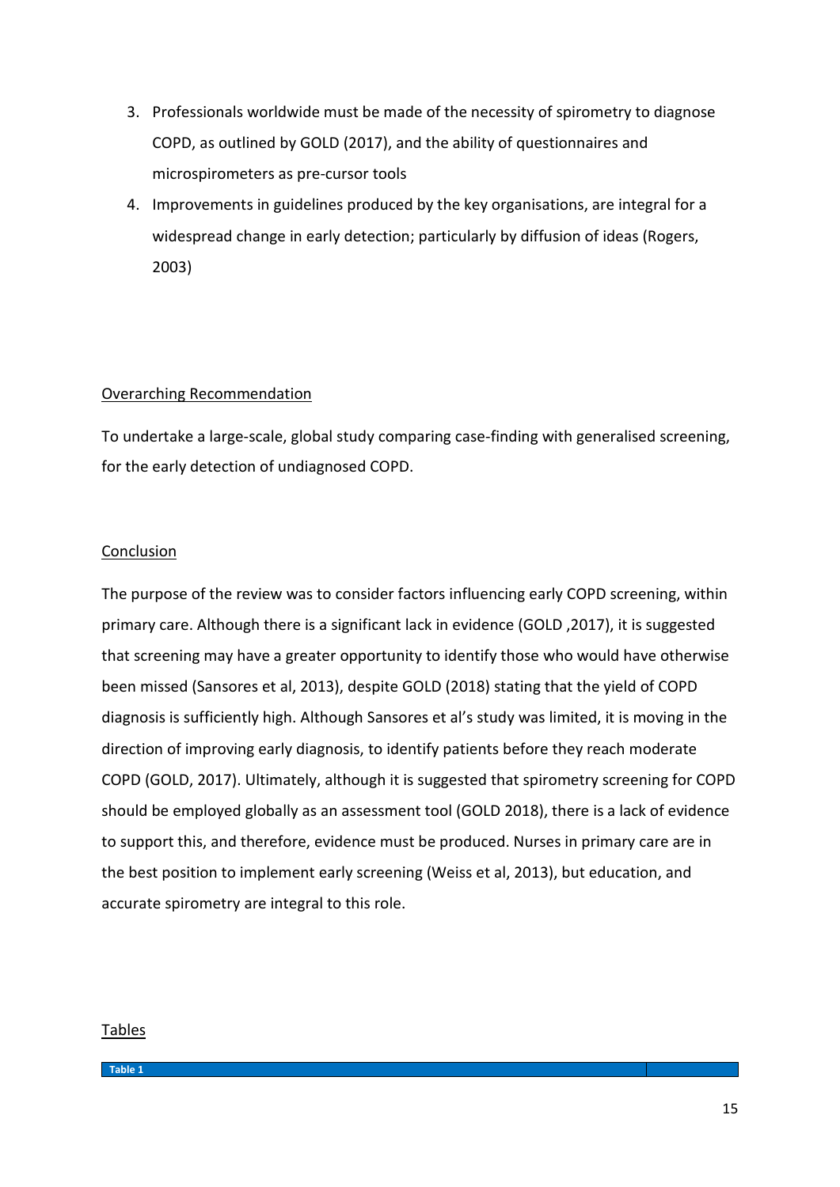3. Professionals worldwide must be made of the necessity of spirometry to diagnose COPD, as outlined by GOLD (2017), and the ability of questionnaires and microspirometers as pre-cursor tools
4. Improvements in guidelines produced by the key organisations, are integral for a widespread change in early detection; particularly by diffusion of ideas (Rogers, 2003)

## Overarching Recommendation

To undertake a large-scale, global study comparing case-finding with generalised screening, for the early detection of undiagnosed COPD.

## Conclusion

The purpose of the review was to consider factors influencing early COPD screening, within primary care. Although there is a significant lack in evidence (GOLD ,2017), it is suggested that screening may have a greater opportunity to identify those who would have otherwise been missed (Sansores et al, 2013), despite GOLD (2018) stating that the yield of COPD diagnosis is sufficiently high. Although Sansores et al's study was limited, it is moving in the direction of improving early diagnosis, to identify patients before they reach moderate COPD (GOLD, 2017). Ultimately, although it is suggested that spirometry screening for COPD should be employed globally as an assessment tool (GOLD 2018), there is a lack of evidence to support this, and therefore, evidence must be produced. Nurses in primary care are in the best position to implement early screening (Weiss et al, 2013), but education, and accurate spirometry are integral to this role.

## Tables

| Table 1 | |
|---|---|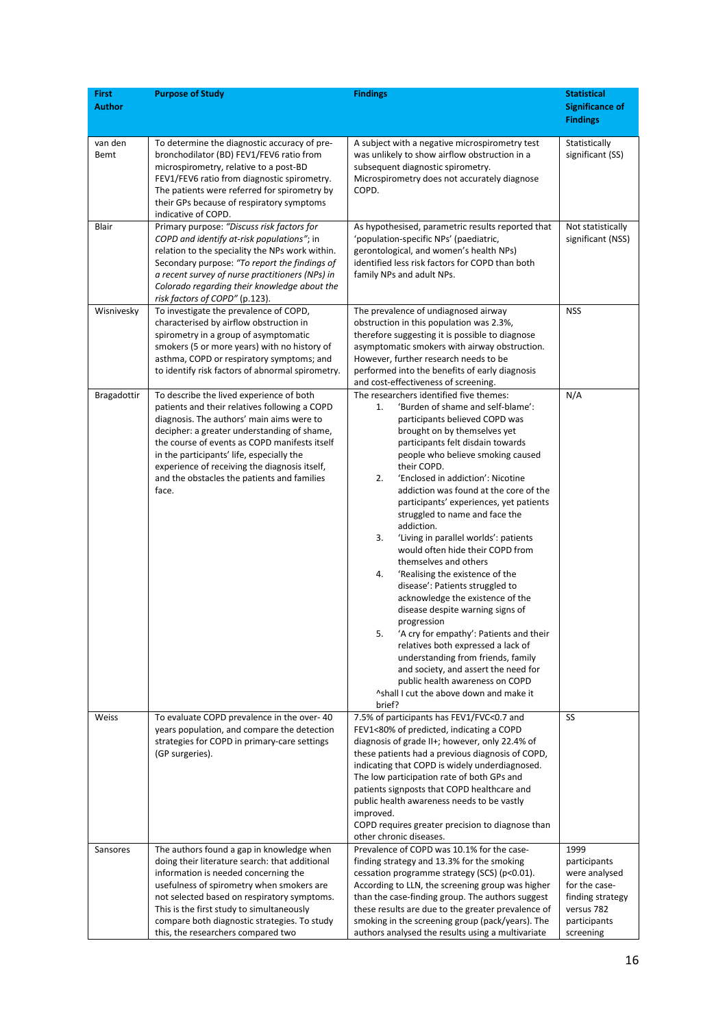| First Author | Purpose of Study | Findings | Statistical Significance of Findings |
|---|---|---|---|
| van den Bemt | To determine the diagnostic accuracy of pre-bronchodilator (BD) FEV1/FEV6 ratio from microspirometry, relative to a post-BD FEV1/FEV6 ratio from diagnostic spirometry. The patients were referred for spirometry by their GPs because of respiratory symptoms indicative of COPD. | A subject with a negative microspirometry test was unlikely to show airflow obstruction in a subsequent diagnostic spirometry. Microspirometry does not accurately diagnose COPD. | Statistically significant (SS) |
| Blair | Primary purpose: *"Discuss risk factors for COPD and identify at-risk populations"*; in relation to the speciality the NPs work within. Secondary purpose: *"To report the findings of a recent survey of nurse practitioners (NPs) in Colorado regarding their knowledge about the risk factors of COPD"* (p.123). | As hypothesised, parametric results reported that 'population-specific NPs' (paediatric, gerontological, and women's health NPs) identified less risk factors for COPD than both family NPs and adult NPs. | Not statistically significant (NSS) |
| Wisnivesky | To investigate the prevalence of COPD, characterised by airflow obstruction in spirometry in a group of asymptomatic smokers (5 or more years) with no history of asthma, COPD or respiratory symptoms; and to identify risk factors of abnormal spirometry. | The prevalence of undiagnosed airway obstruction in this population was 2.3%, therefore suggesting it is possible to diagnose asymptomatic smokers with airway obstruction. However, further research needs to be performed into the benefits of early diagnosis and cost-effectiveness of screening. | NSS |
| Bragadottir | To describe the lived experience of both patients and their relatives following a COPD diagnosis. The authors' main aims were to decipher: a greater understanding of shame, the course of events as COPD manifests itself in the participants' life, especially the experience of receiving the diagnosis itself, and the obstacles the patients and families face. | The researchers identified five themes:<br>1. 'Burden of shame and self-blame': participants believed COPD was brought on by themselves yet participants felt disdain towards people who believe smoking caused their COPD.<br>2. 'Enclosed in addiction': Nicotine addiction was found at the core of the participants' experiences, yet patients struggled to name and face the addiction.<br>3. 'Living in parallel worlds': patients would often hide their COPD from themselves and others<br>4. 'Realising the existence of the disease': Patients struggled to acknowledge the existence of the disease despite warning signs of progression<br>5. 'A cry for empathy': Patients and their relatives both expressed a lack of understanding from friends, family and society, and assert the need for public health awareness on COPD<br>^shall I cut the above down and make it brief? | N/A |
| Weiss | To evaluate COPD prevalence in the over- 40 years population, and compare the detection strategies for COPD in primary-care settings (GP surgeries). | 7.5% of participants has FEV1/FVC<0.7 and FEV1<80% of predicted, indicating a COPD diagnosis of grade II+; however, only 22.4% of these patients had a previous diagnosis of COPD, indicating that COPD is widely underdiagnosed. The low participation rate of both GPs and patients signposts that COPD healthcare and public health awareness needs to be vastly improved.<br>COPD requires greater precision to diagnose than other chronic diseases. | SS |
| Sansores | The authors found a gap in knowledge when doing their literature search: that additional information is needed concerning the usefulness of spirometry when smokers are not selected based on respiratory symptoms. This is the first study to simultaneously compare both diagnostic strategies. To study this, the researchers compared two | Prevalence of COPD was 10.1% for the case-finding strategy and 13.3% for the smoking cessation programme strategy (SCS) ($p<0.01$). According to LLN, the screening group was higher than the case-finding group. The authors suggest these results are due to the greater prevalence of smoking in the screening group (pack/years). The authors analysed the results using a multivariate | 1999 participants were analysed for the case-finding strategy versus 782 participants screening |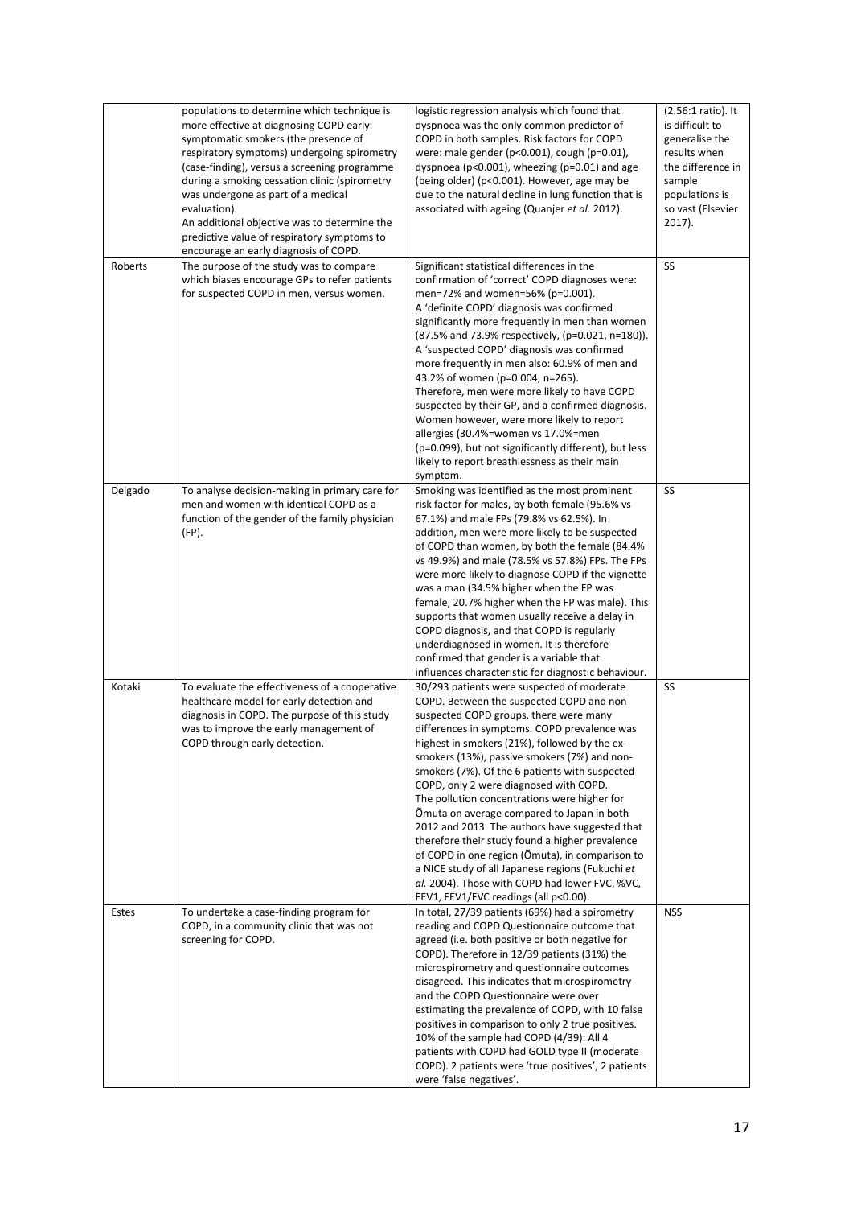| | | | |
|---|---|---|---|
| | populations to determine which technique is more effective at diagnosing COPD early: symptomatic smokers (the presence of respiratory symptoms) undergoing spirometry (case-finding), versus a screening programme during a smoking cessation clinic (spirometry was undergone as part of a medical evaluation).<br>An additional objective was to determine the predictive value of respiratory symptoms to encourage an early diagnosis of COPD. | logistic regression analysis which found that dyspnoea was the only common predictor of COPD in both samples. Risk factors for COPD were: male gender ($p<0.001$), cough ($p=0.01$), dyspnoea ($p<0.001$), wheezing ($p=0.01$) and age (being older) ($p<0.001$). However, age may be due to the natural decline in lung function that is associated with ageing (Quanjer *et al.* 2012). | (2.56:1 ratio). It is difficult to generalise the results when the difference in sample populations is so vast (Elsevier 2017). |
| Roberts | The purpose of the study was to compare which biases encourage GPs to refer patients for suspected COPD in men, versus women. | Significant statistical differences in the confirmation of 'correct' COPD diagnoses were: men=72% and women=56% ($p=0.001$).<br>A 'definite COPD' diagnosis was confirmed significantly more frequently in men than women (87.5% and 73.9% respectively, ($p=0.021$, n=180)).<br>A 'suspected COPD' diagnosis was confirmed more frequently in men also: 60.9% of men and 43.2% of women ($p=0.004$, n=265).<br>Therefore, men were more likely to have COPD suspected by their GP, and a confirmed diagnosis. Women however, were more likely to report allergies (30.4%=women vs 17.0%=men ($p=0.099$), but not significantly different), but less likely to report breathlessness as their main symptom. | SS |
| Delgado | To analyse decision-making in primary care for men and women with identical COPD as a function of the gender of the family physician (FP). | Smoking was identified as the most prominent risk factor for males, by both female (95.6% vs 67.1%) and male FPs (79.8% vs 62.5%). In addition, men were more likely to be suspected of COPD than women, by both the female (84.4% vs 49.9%) and male (78.5% vs 57.8%) FPs. The FPs were more likely to diagnose COPD if the vignette was a man (34.5% higher when the FP was female, 20.7% higher when the FP was male). This supports that women usually receive a delay in COPD diagnosis, and that COPD is regularly underdiagnosed in women. It is therefore confirmed that gender is a variable that influences characteristic for diagnostic behaviour. | SS |
| Kotaki | To evaluate the effectiveness of a cooperative healthcare model for early detection and diagnosis in COPD. The purpose of this study was to improve the early management of COPD through early detection. | 30/293 patients were suspected of moderate COPD. Between the suspected COPD and non-suspected COPD groups, there were many differences in symptoms. COPD prevalence was highest in smokers (21%), followed by the ex-smokers (13%), passive smokers (7%) and non-smokers (7%). Of the 6 patients with suspected COPD, only 2 were diagnosed with COPD.<br>The pollution concentrations were higher for Ōmuta on average compared to Japan in both 2012 and 2013. The authors have suggested that therefore their study found a higher prevalence of COPD in one region (Ōmuta), in comparison to a NICE study of all Japanese regions (Fukuchi *et al.* 2004). Those with COPD had lower FVC, %VC, FEV1, FEV1/FVC readings (all $p<0.00$). | SS |
| Estes | To undertake a case-finding program for COPD, in a community clinic that was not screening for COPD. | In total, 27/39 patients (69%) had a spirometry reading and COPD Questionnaire outcome that agreed (i.e. both positive or both negative for COPD). Therefore in 12/39 patients (31%) the microspirometry and questionnaire outcomes disagreed. This indicates that microspirometry and the COPD Questionnaire were over estimating the prevalence of COPD, with 10 false positives in comparison to only 2 true positives. 10% of the sample had COPD (4/39): All 4 patients with COPD had GOLD type II (moderate COPD). 2 patients were 'true positives', 2 patients were 'false negatives'. | NSS |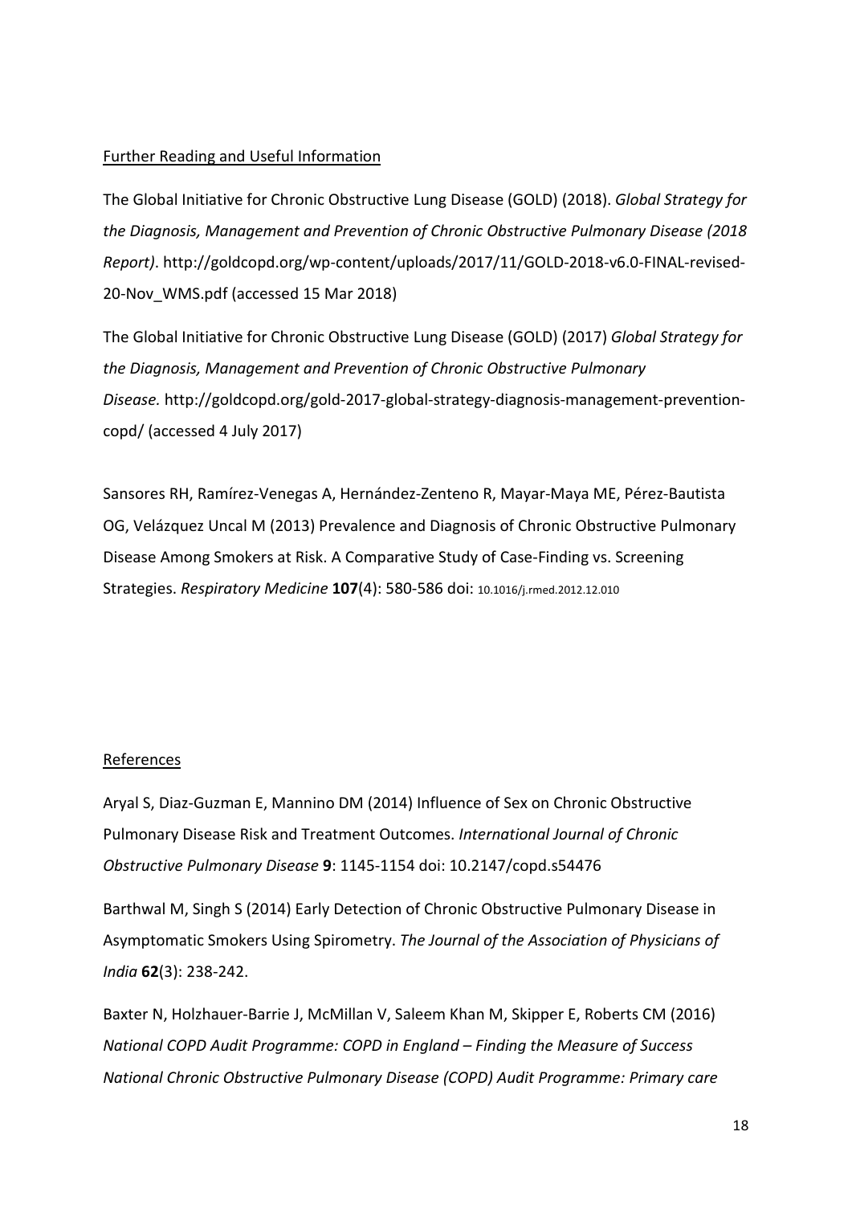## Further Reading and Useful Information

The Global Initiative for Chronic Obstructive Lung Disease (GOLD) (2018). *Global Strategy for the Diagnosis, Management and Prevention of Chronic Obstructive Pulmonary Disease (2018 Report)*. http://goldcopd.org/wp-content/uploads/2017/11/GOLD-2018-v6.0-FINAL-revised-20-Nov_WMS.pdf (accessed 15 Mar 2018)

The Global Initiative for Chronic Obstructive Lung Disease (GOLD) (2017) *Global Strategy for the Diagnosis, Management and Prevention of Chronic Obstructive Pulmonary Disease.* http://goldcopd.org/gold-2017-global-strategy-diagnosis-management-prevention-copd/ (accessed 4 July 2017)

Sansores RH, Ramírez-Venegas A, Hernández-Zenteno R, Mayar-Maya ME, Pérez-Bautista OG, Velázquez Uncal M (2013) Prevalence and Diagnosis of Chronic Obstructive Pulmonary Disease Among Smokers at Risk. A Comparative Study of Case-Finding vs. Screening Strategies. *Respiratory Medicine* **107**(4): 580-586 doi: 10.1016/j.rmed.2012.12.010

## References

Aryal S, Diaz-Guzman E, Mannino DM (2014) Influence of Sex on Chronic Obstructive Pulmonary Disease Risk and Treatment Outcomes. *International Journal of Chronic Obstructive Pulmonary Disease* **9**: 1145-1154 doi: 10.2147/copd.s54476

Barthwal M, Singh S (2014) Early Detection of Chronic Obstructive Pulmonary Disease in Asymptomatic Smokers Using Spirometry. *The Journal of the Association of Physicians of India* **62**(3): 238-242.

Baxter N, Holzhauer-Barrie J, McMillan V, Saleem Khan M, Skipper E, Roberts CM (2016) *National COPD Audit Programme: COPD in England – Finding the Measure of Success National Chronic Obstructive Pulmonary Disease (COPD) Audit Programme: Primary care*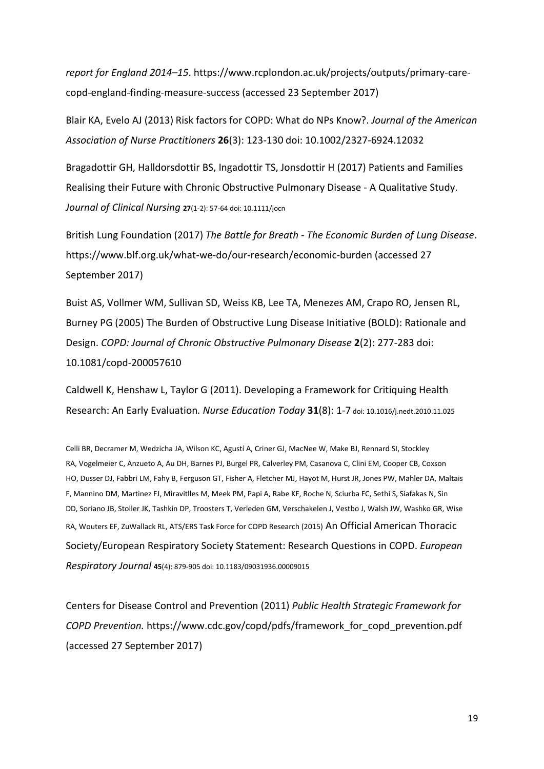*report for England 2014–15*. https://www.rcplondon.ac.uk/projects/outputs/primary-care-copd-england-finding-measure-success (accessed 23 September 2017)

Blair KA, Evelo AJ (2013) Risk factors for COPD: What do NPs Know?. *Journal of the American Association of Nurse Practitioners* **26**(3): 123-130 doi: 10.1002/2327-6924.12032

Bragadottir GH, Halldorsdottir BS, Ingadottir TS, Jonsdottir H (2017) Patients and Families Realising their Future with Chronic Obstructive Pulmonary Disease - A Qualitative Study. *Journal of Clinical Nursing* **27**(1-2): 57-64 doi: 10.1111/jocn

British Lung Foundation (2017) *The Battle for Breath - The Economic Burden of Lung Disease*. https://www.blf.org.uk/what-we-do/our-research/economic-burden (accessed 27 September 2017)

Buist AS, Vollmer WM, Sullivan SD, Weiss KB, Lee TA, Menezes AM, Crapo RO, Jensen RL, Burney PG (2005) The Burden of Obstructive Lung Disease Initiative (BOLD): Rationale and Design. *COPD: Journal of Chronic Obstructive Pulmonary Disease* **2**(2): 277-283 doi: 10.1081/copd-200057610

Caldwell K, Henshaw L, Taylor G (2011). Developing a Framework for Critiquing Health Research: An Early Evaluation*. Nurse Education Today* **31**(8): 1-7 doi: 10.1016/j.nedt.2010.11.025

Celli BR, Decramer M, Wedzicha JA, Wilson KC, Agustí A, Criner GJ, MacNee W, Make BJ, Rennard SI, Stockley RA, Vogelmeier C, Anzueto A, Au DH, Barnes PJ, Burgel PR, Calverley PM, Casanova C, Clini EM, Cooper CB, Coxson HO, Dusser DJ, Fabbri LM, Fahy B, Ferguson GT, Fisher A, Fletcher MJ, Hayot M, Hurst JR, Jones PW, Mahler DA, Maltais F, Mannino DM, Martinez FJ, Miravitlles M, Meek PM, Papi A, Rabe KF, Roche N, Sciurba FC, Sethi S, Siafakas N, Sin DD, Soriano JB, Stoller JK, Tashkin DP, Troosters T, Verleden GM, Verschakelen J, Vestbo J, Walsh JW, Washko GR, Wise RA, Wouters EF, ZuWallack RL, ATS/ERS Task Force for COPD Research (2015) An Official American Thoracic Society/European Respiratory Society Statement: Research Questions in COPD. *European Respiratory Journal* **45**(4): 879-905 doi: 10.1183/09031936.00009015

Centers for Disease Control and Prevention (2011) *Public Health Strategic Framework for COPD Prevention.* https://www.cdc.gov/copd/pdfs/framework_for_copd_prevention.pdf (accessed 27 September 2017)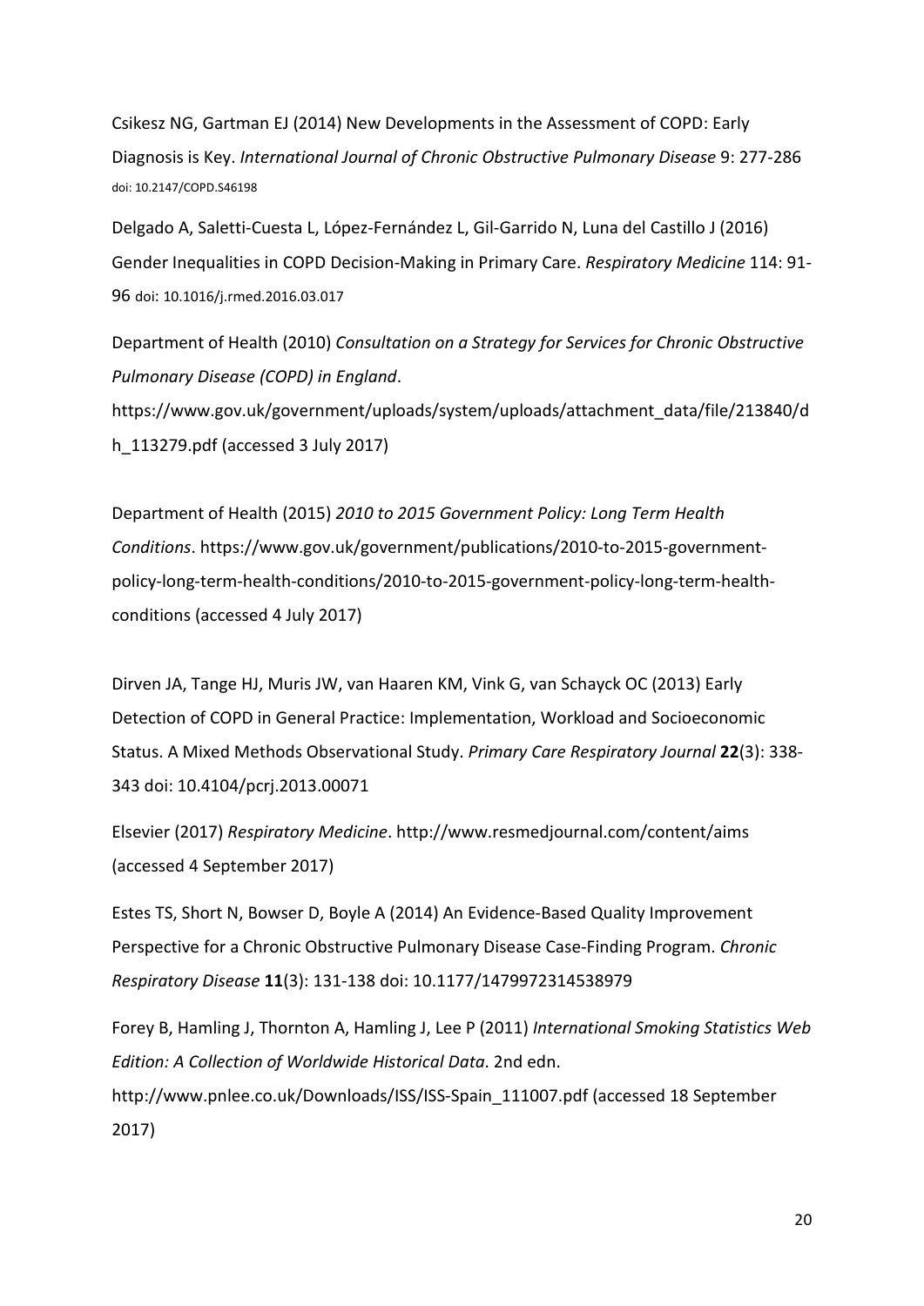Csikesz NG, Gartman EJ (2014) New Developments in the Assessment of COPD: Early Diagnosis is Key. *International Journal of Chronic Obstructive Pulmonary Disease* 9: 277-286 doi: 10.2147/COPD.S46198

Delgado A, Saletti-Cuesta L, López-Fernández L, Gil-Garrido N, Luna del Castillo J (2016) Gender Inequalities in COPD Decision-Making in Primary Care. *Respiratory Medicine* 114: 91-96 doi: 10.1016/j.rmed.2016.03.017

Department of Health (2010) *Consultation on a Strategy for Services for Chronic Obstructive Pulmonary Disease (COPD) in England*. https://www.gov.uk/government/uploads/system/uploads/attachment_data/file/213840/dh_113279.pdf (accessed 3 July 2017)

Department of Health (2015) *2010 to 2015 Government Policy: Long Term Health Conditions*. https://www.gov.uk/government/publications/2010-to-2015-government-policy-long-term-health-conditions/2010-to-2015-government-policy-long-term-health-conditions (accessed 4 July 2017)

Dirven JA, Tange HJ, Muris JW, van Haaren KM, Vink G, van Schayck OC (2013) Early Detection of COPD in General Practice: Implementation, Workload and Socioeconomic Status. A Mixed Methods Observational Study. *Primary Care Respiratory Journal* **22**(3): 338-343 doi: 10.4104/pcrj.2013.00071

Elsevier (2017) *Respiratory Medicine*. http://www.resmedjournal.com/content/aims (accessed 4 September 2017)

Estes TS, Short N, Bowser D, Boyle A (2014) An Evidence-Based Quality Improvement Perspective for a Chronic Obstructive Pulmonary Disease Case-Finding Program. *Chronic Respiratory Disease* **11**(3): 131-138 doi: 10.1177/1479972314538979

Forey B, Hamling J, Thornton A, Hamling J, Lee P (2011) *International Smoking Statistics Web Edition: A Collection of Worldwide Historical Data*. 2nd edn. http://www.pnlee.co.uk/Downloads/ISS/ISS-Spain_111007.pdf (accessed 18 September 2017)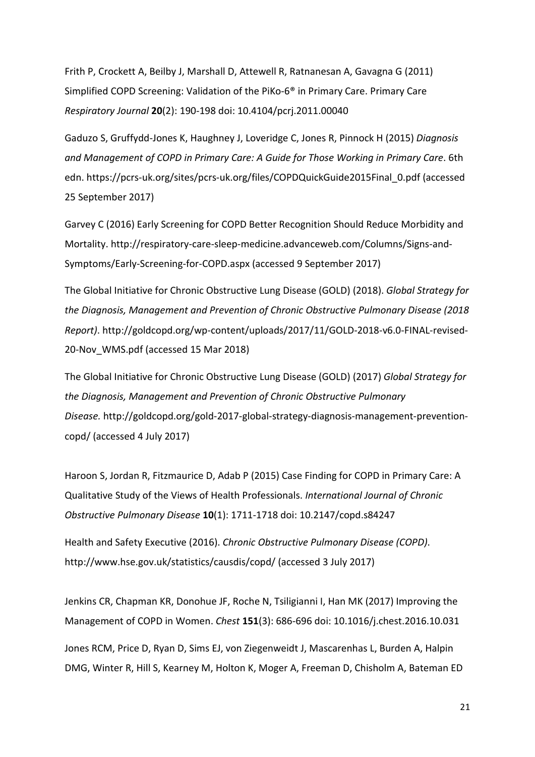Frith P, Crockett A, Beilby J, Marshall D, Attewell R, Ratnanesan A, Gavagna G (2011) Simplified COPD Screening: Validation of the PiKo-6® in Primary Care. Primary Care *Respiratory Journal* **20**(2): 190-198 doi: 10.4104/pcrj.2011.00040

Gaduzo S, Gruffydd-Jones K, Haughney J, Loveridge C, Jones R, Pinnock H (2015) *Diagnosis and Management of COPD in Primary Care: A Guide for Those Working in Primary Care*. 6th edn. https://pcrs-uk.org/sites/pcrs-uk.org/files/COPDQuickGuide2015Final_0.pdf (accessed 25 September 2017)

Garvey C (2016) Early Screening for COPD Better Recognition Should Reduce Morbidity and Mortality. http://respiratory-care-sleep-medicine.advanceweb.com/Columns/Signs-and-Symptoms/Early-Screening-for-COPD.aspx (accessed 9 September 2017)

The Global Initiative for Chronic Obstructive Lung Disease (GOLD) (2018). *Global Strategy for the Diagnosis, Management and Prevention of Chronic Obstructive Pulmonary Disease (2018 Report)*. http://goldcopd.org/wp-content/uploads/2017/11/GOLD-2018-v6.0-FINAL-revised-20-Nov_WMS.pdf (accessed 15 Mar 2018)

The Global Initiative for Chronic Obstructive Lung Disease (GOLD) (2017) *Global Strategy for the Diagnosis, Management and Prevention of Chronic Obstructive Pulmonary Disease.* http://goldcopd.org/gold-2017-global-strategy-diagnosis-management-prevention-copd/ (accessed 4 July 2017)

Haroon S, Jordan R, Fitzmaurice D, Adab P (2015) Case Finding for COPD in Primary Care: A Qualitative Study of the Views of Health Professionals. *International Journal of Chronic Obstructive Pulmonary Disease* **10**(1): 1711-1718 doi: 10.2147/copd.s84247

Health and Safety Executive (2016). *Chronic Obstructive Pulmonary Disease (COPD).* http://www.hse.gov.uk/statistics/causdis/copd/ (accessed 3 July 2017)

Jenkins CR, Chapman KR, Donohue JF, Roche N, Tsiligianni I, Han MK (2017) Improving the Management of COPD in Women. *Chest* **151**(3): 686-696 doi: 10.1016/j.chest.2016.10.031

Jones RCM, Price D, Ryan D, Sims EJ, von Ziegenweidt J, Mascarenhas L, Burden A, Halpin DMG, Winter R, Hill S, Kearney M, Holton K, Moger A, Freeman D, Chisholm A, Bateman ED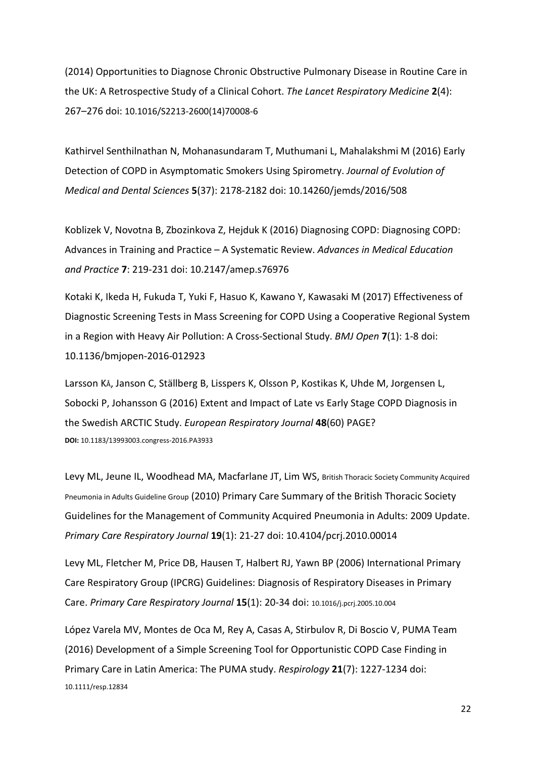(2014) Opportunities to Diagnose Chronic Obstructive Pulmonary Disease in Routine Care in the UK: A Retrospective Study of a Clinical Cohort. *The Lancet Respiratory Medicine* **2**(4): 267–276 doi: 10.1016/S2213-2600(14)70008-6

Kathirvel Senthilnathan N, Mohanasundaram T, Muthumani L, Mahalakshmi M (2016) Early Detection of COPD in Asymptomatic Smokers Using Spirometry. *Journal of Evolution of Medical and Dental Sciences* **5**(37): 2178-2182 doi: 10.14260/jemds/2016/508

Koblizek V, Novotna B, Zbozinkova Z, Hejduk K (2016) Diagnosing COPD: Diagnosing COPD: Advances in Training and Practice – A Systematic Review. *Advances in Medical Education and Practice* **7**: 219-231 doi: 10.2147/amep.s76976

Kotaki K, Ikeda H, Fukuda T, Yuki F, Hasuo K, Kawano Y, Kawasaki M (2017) Effectiveness of Diagnostic Screening Tests in Mass Screening for COPD Using a Cooperative Regional System in a Region with Heavy Air Pollution: A Cross-Sectional Study. *BMJ Open* **7**(1): 1-8 doi: 10.1136/bmjopen-2016-012923

Larsson KÅ, Janson C, Ställberg B, Lisspers K, Olsson P, Kostikas K, Uhde M, Jorgensen L, Sobocki P, Johansson G (2016) Extent and Impact of Late vs Early Stage COPD Diagnosis in the Swedish ARCTIC Study. *European Respiratory Journal* **48**(60) PAGE? **DOI:** 10.1183/13993003.congress-2016.PA3933

Levy ML, Jeune IL, Woodhead MA, Macfarlane JT, Lim WS, British Thoracic Society Community Acquired Pneumonia in Adults Guideline Group (2010) Primary Care Summary of the British Thoracic Society Guidelines for the Management of Community Acquired Pneumonia in Adults: 2009 Update. *Primary Care Respiratory Journal* **19**(1): 21-27 doi: 10.4104/pcrj.2010.00014

Levy ML, Fletcher M, Price DB, Hausen T, Halbert RJ, Yawn BP (2006) International Primary Care Respiratory Group (IPCRG) Guidelines: Diagnosis of Respiratory Diseases in Primary Care. *Primary Care Respiratory Journal* **15**(1): 20-34 doi: 10.1016/j.pcrj.2005.10.004

López Varela MV, Montes de Oca M, Rey A, Casas A, Stirbulov R, Di Boscio V, PUMA Team (2016) Development of a Simple Screening Tool for Opportunistic COPD Case Finding in Primary Care in Latin America: The PUMA study. *Respirology* **21**(7): 1227-1234 doi: 10.1111/resp.12834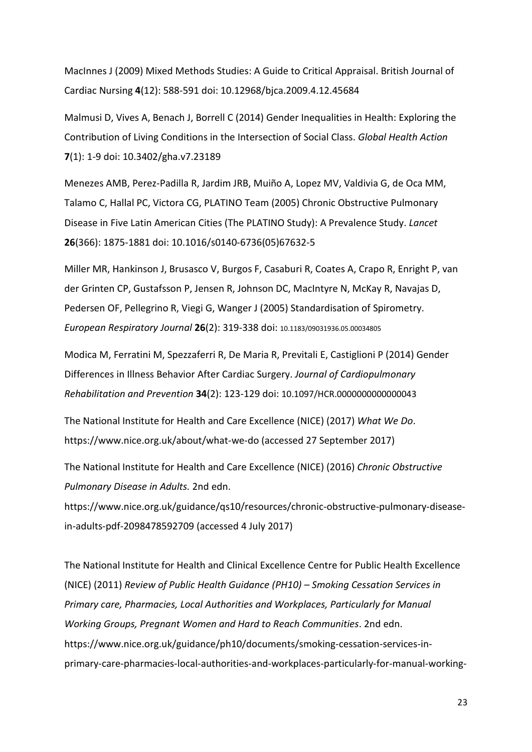MacInnes J (2009) Mixed Methods Studies: A Guide to Critical Appraisal. British Journal of Cardiac Nursing **4**(12): 588-591 doi: 10.12968/bjca.2009.4.12.45684

Malmusi D, Vives A, Benach J, Borrell C (2014) Gender Inequalities in Health: Exploring the Contribution of Living Conditions in the Intersection of Social Class. *Global Health Action* **7**(1): 1-9 doi: 10.3402/gha.v7.23189

Menezes AMB, Perez-Padilla R, Jardim JRB, Muiño A, Lopez MV, Valdivia G, de Oca MM, Talamo C, Hallal PC, Victora CG, PLATINO Team (2005) Chronic Obstructive Pulmonary Disease in Five Latin American Cities (The PLATINO Study): A Prevalence Study. *Lancet* **26**(366): 1875-1881 doi: 10.1016/s0140-6736(05)67632-5

Miller MR, Hankinson J, Brusasco V, Burgos F, Casaburi R, Coates A, Crapo R, Enright P, van der Grinten CP, Gustafsson P, Jensen R, Johnson DC, MacIntyre N, McKay R, Navajas D, Pedersen OF, Pellegrino R, Viegi G, Wanger J (2005) Standardisation of Spirometry. *European Respiratory Journal* **26**(2): 319-338 doi: 10.1183/09031936.05.00034805

Modica M, Ferratini M, Spezzaferri R, De Maria R, Previtali E, Castiglioni P (2014) Gender Differences in Illness Behavior After Cardiac Surgery. *Journal of Cardiopulmonary Rehabilitation and Prevention* **34**(2): 123-129 doi: 10.1097/HCR.0000000000000043

The National Institute for Health and Care Excellence (NICE) (2017) *What We Do*. https://www.nice.org.uk/about/what-we-do (accessed 27 September 2017)

The National Institute for Health and Care Excellence (NICE) (2016) *Chronic Obstructive Pulmonary Disease in Adults.* 2nd edn. https://www.nice.org.uk/guidance/qs10/resources/chronic-obstructive-pulmonary-disease-in-adults-pdf-2098478592709 (accessed 4 July 2017)

The National Institute for Health and Clinical Excellence Centre for Public Health Excellence (NICE) (2011) *Review of Public Health Guidance (PH10) – Smoking Cessation Services in Primary care, Pharmacies, Local Authorities and Workplaces, Particularly for Manual Working Groups, Pregnant Women and Hard to Reach Communities*. 2nd edn. https://www.nice.org.uk/guidance/ph10/documents/smoking-cessation-services-in-primary-care-pharmacies-local-authorities-and-workplaces-particularly-for-manual-working-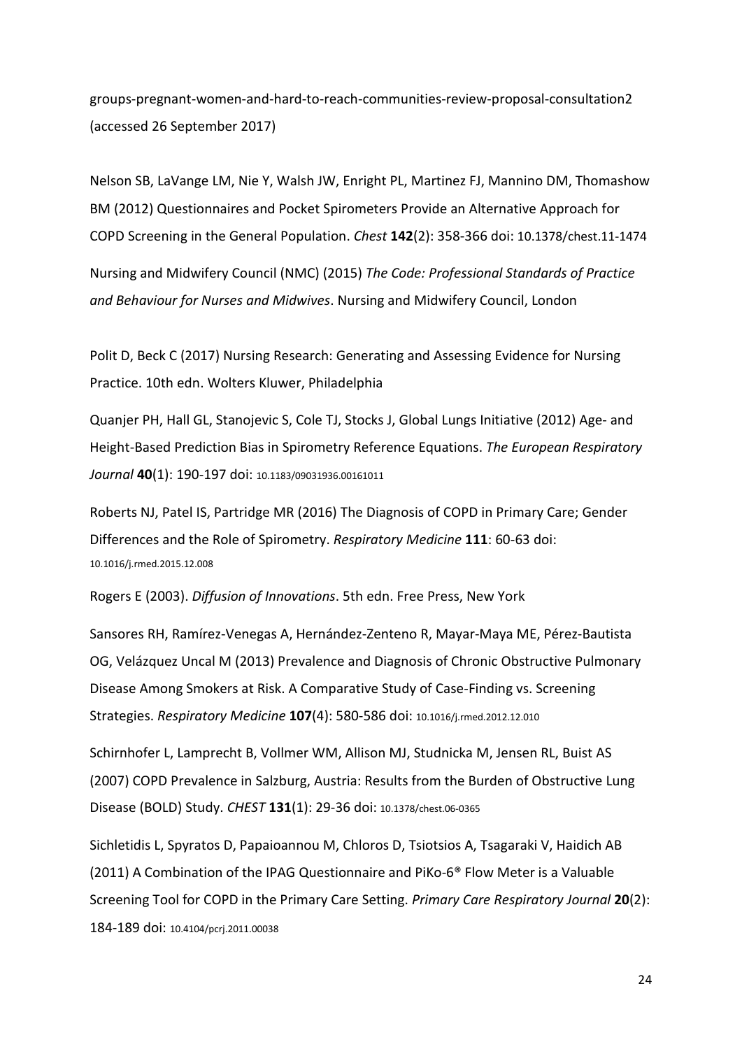groups-pregnant-women-and-hard-to-reach-communities-review-proposal-consultation2 (accessed 26 September 2017)

Nelson SB, LaVange LM, Nie Y, Walsh JW, Enright PL, Martinez FJ, Mannino DM, Thomashow BM (2012) Questionnaires and Pocket Spirometers Provide an Alternative Approach for COPD Screening in the General Population. *Chest* **142**(2): 358-366 doi: 10.1378/chest.11-1474

Nursing and Midwifery Council (NMC) (2015) *The Code: Professional Standards of Practice and Behaviour for Nurses and Midwives*. Nursing and Midwifery Council, London

Polit D, Beck C (2017) Nursing Research: Generating and Assessing Evidence for Nursing Practice. 10th edn. Wolters Kluwer, Philadelphia

Quanjer PH, Hall GL, Stanojevic S, Cole TJ, Stocks J, Global Lungs Initiative (2012) Age- and Height-Based Prediction Bias in Spirometry Reference Equations. *The European Respiratory Journal* **40**(1): 190-197 doi: 10.1183/09031936.00161011

Roberts NJ, Patel IS, Partridge MR (2016) The Diagnosis of COPD in Primary Care; Gender Differences and the Role of Spirometry. *Respiratory Medicine* **111**: 60-63 doi: 10.1016/j.rmed.2015.12.008

Rogers E (2003). *Diffusion of Innovations*. 5th edn. Free Press, New York

Sansores RH, Ramírez-Venegas A, Hernández-Zenteno R, Mayar-Maya ME, Pérez-Bautista OG, Velázquez Uncal M (2013) Prevalence and Diagnosis of Chronic Obstructive Pulmonary Disease Among Smokers at Risk. A Comparative Study of Case-Finding vs. Screening Strategies. *Respiratory Medicine* **107**(4): 580-586 doi: 10.1016/j.rmed.2012.12.010

Schirnhofer L, Lamprecht B, Vollmer WM, Allison MJ, Studnicka M, Jensen RL, Buist AS (2007) COPD Prevalence in Salzburg, Austria: Results from the Burden of Obstructive Lung Disease (BOLD) Study. *CHEST* **131**(1): 29-36 doi: 10.1378/chest.06-0365

Sichletidis L, Spyratos D, Papaioannou M, Chloros D, Tsiotsios A, Tsagaraki V, Haidich AB (2011) A Combination of the IPAG Questionnaire and PiKo-6® Flow Meter is a Valuable Screening Tool for COPD in the Primary Care Setting. *Primary Care Respiratory Journal* **20**(2): 184-189 doi: 10.4104/pcrj.2011.00038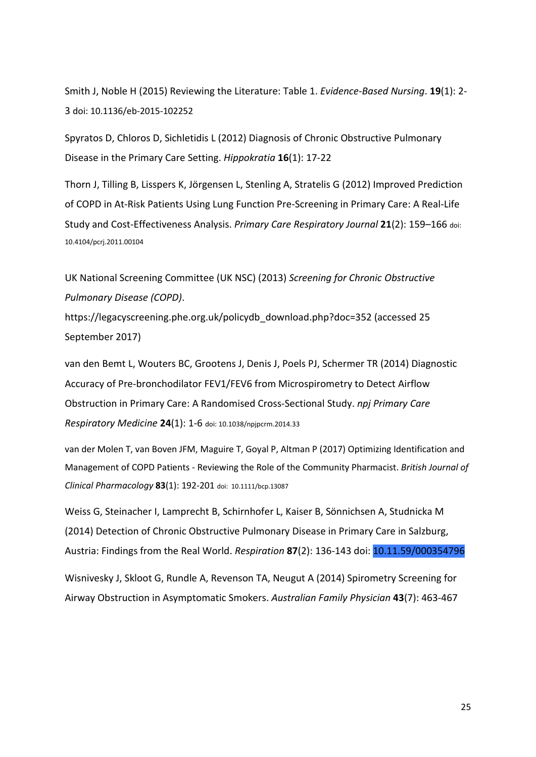Smith J, Noble H (2015) Reviewing the Literature: Table 1. *Evidence-Based Nursing*. **19**(1): 2-3 doi: 10.1136/eb-2015-102252

Spyratos D, Chloros D, Sichletidis L (2012) Diagnosis of Chronic Obstructive Pulmonary Disease in the Primary Care Setting. *Hippokratia* **16**(1): 17-22

Thorn J, Tilling B, Lisspers K, Jörgensen L, Stenling A, Stratelis G (2012) Improved Prediction of COPD in At-Risk Patients Using Lung Function Pre-Screening in Primary Care: A Real-Life Study and Cost-Effectiveness Analysis. *Primary Care Respiratory Journal* **21**(2): 159–166 doi: 10.4104/pcrj.2011.00104

UK National Screening Committee (UK NSC) (2013) *Screening for Chronic Obstructive Pulmonary Disease (COPD)*. https://legacyscreening.phe.org.uk/policydb_download.php?doc=352 (accessed 25 September 2017)

van den Bemt L, Wouters BC, Grootens J, Denis J, Poels PJ, Schermer TR (2014) Diagnostic Accuracy of Pre-bronchodilator FEV1/FEV6 from Microspirometry to Detect Airflow Obstruction in Primary Care: A Randomised Cross-Sectional Study. *npj Primary Care Respiratory Medicine* **24**(1): 1-6 doi: 10.1038/npjpcrm.2014.33

van der Molen T, van Boven JFM, Maguire T, Goyal P, Altman P (2017) Optimizing Identification and Management of COPD Patients - Reviewing the Role of the Community Pharmacist. *British Journal of Clinical Pharmacology* **83**(1): 192-201 doi: 10.1111/bcp.13087

Weiss G, Steinacher I, Lamprecht B, Schirnhofer L, Kaiser B, Sönnichsen A, Studnicka M (2014) Detection of Chronic Obstructive Pulmonary Disease in Primary Care in Salzburg, Austria: Findings from the Real World. *Respiration* **87**(2): 136-143 doi: 10.11.59/000354796

Wisnivesky J, Skloot G, Rundle A, Revenson TA, Neugut A (2014) Spirometry Screening for Airway Obstruction in Asymptomatic Smokers. *Australian Family Physician* **43**(7): 463-467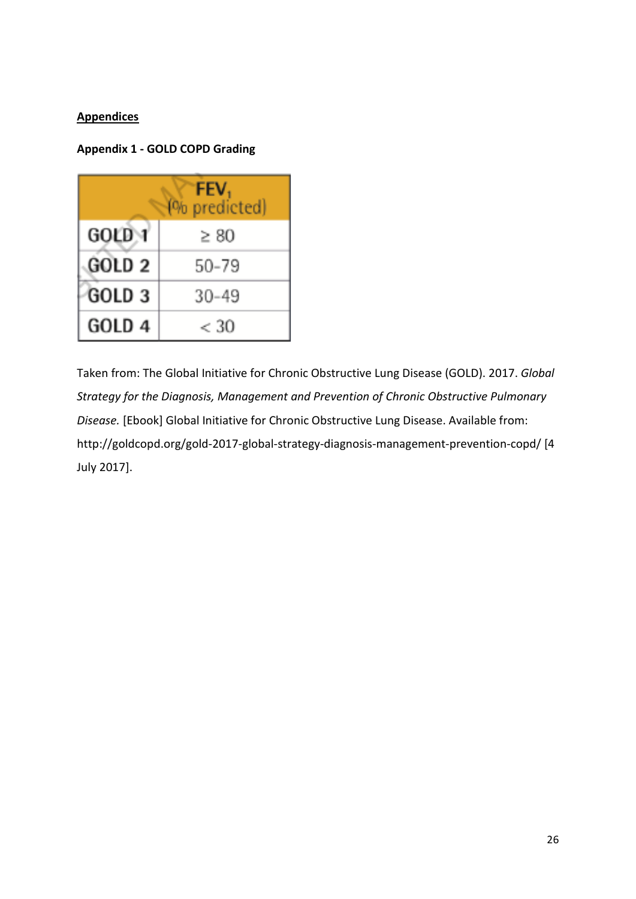**Appendices**

**Appendix 1 - GOLD COPD Grading**

| | $FEV_1$ (% predicted) |
|---|---|
| GOLD 1 | ≥ 80 |
| GOLD 2 | 50-79 |
| GOLD 3 | 30-49 |
| GOLD 4 | < 30 |

Taken from: The Global Initiative for Chronic Obstructive Lung Disease (GOLD). 2017. *Global Strategy for the Diagnosis, Management and Prevention of Chronic Obstructive Pulmonary Disease.* [Ebook] Global Initiative for Chronic Obstructive Lung Disease. Available from: http://goldcopd.org/gold-2017-global-strategy-diagnosis-management-prevention-copd/ [4 July 2017].